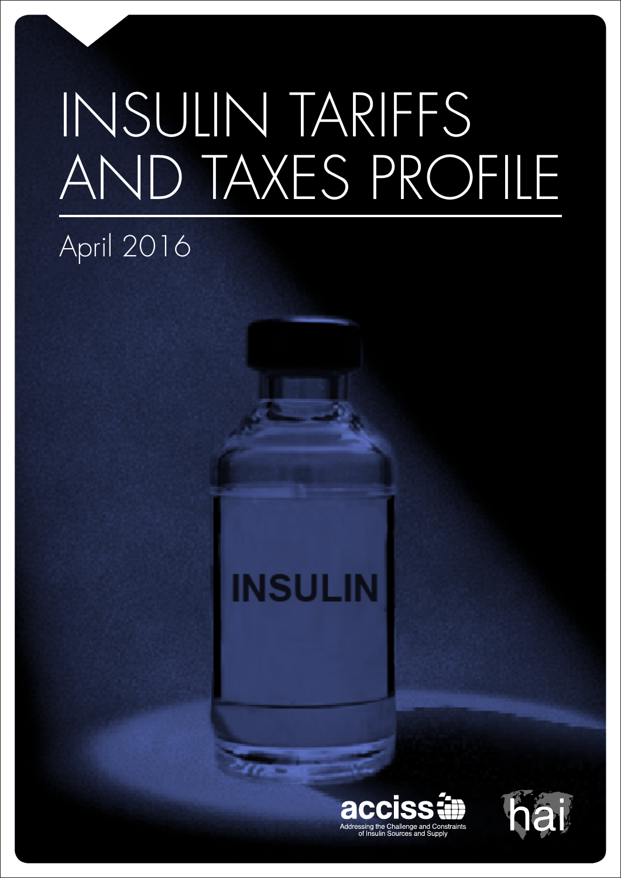# INSULIN TARIFFS AND TAXES PROFILE

April 2016

accIss — Addressing the Challenge and Constraints of Insulin Sources and Supply

hai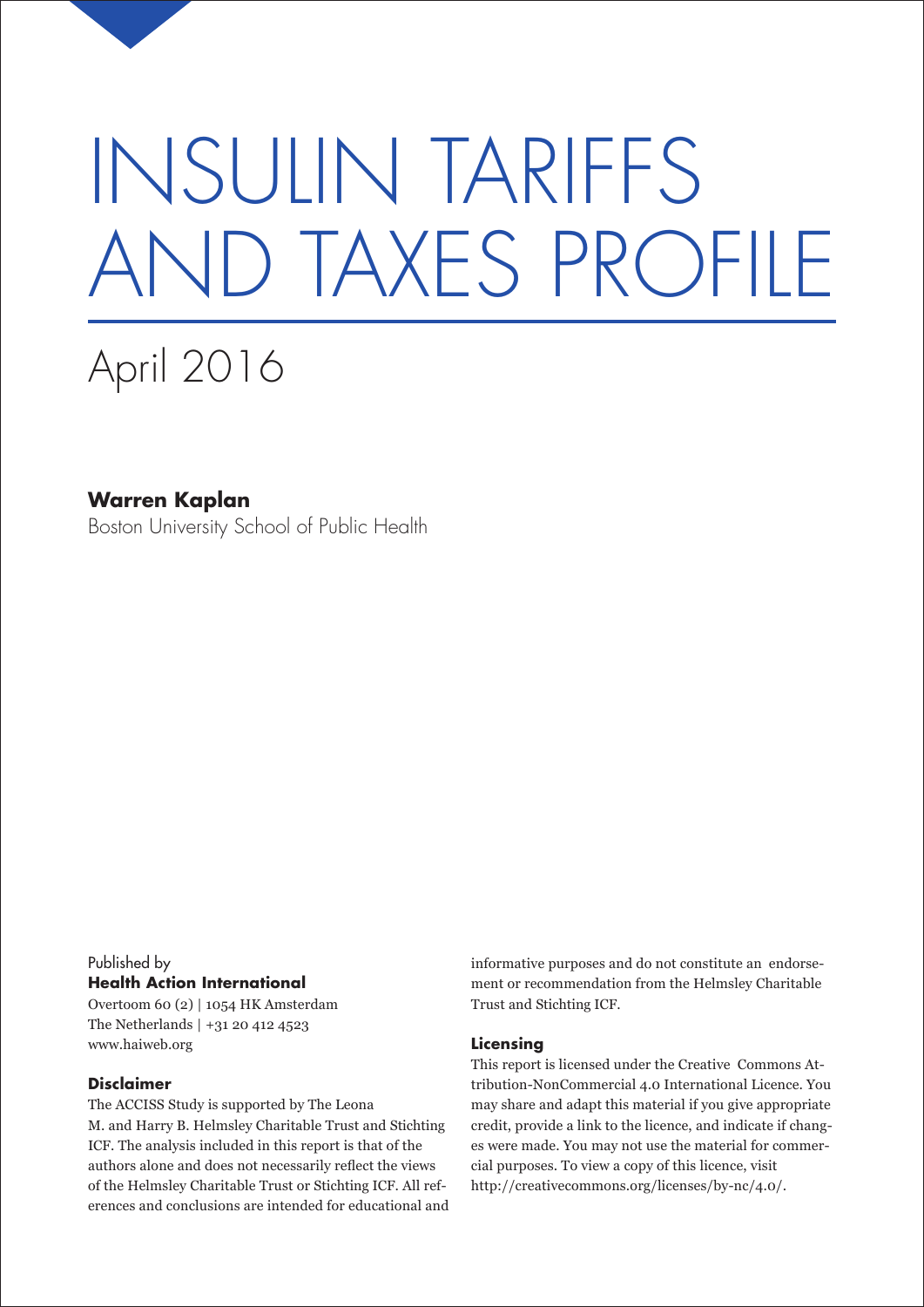# INSULIN TARIFFS AND TAXES PROFILE

## April 2016

**Warren Kaplan**
Boston University School of Public Health

Published by
**Health Action International**
Overtoom 60 (2) | 1054 HK Amsterdam
The Netherlands | +31 20 412 4523
www.haiweb.org

**Disclaimer**

The ACCISS Study is supported by The Leona M. and Harry B. Helmsley Charitable Trust and Stichting ICF. The analysis included in this report is that of the authors alone and does not necessarily reflect the views of the Helmsley Charitable Trust or Stichting ICF. All references and conclusions are intended for educational and informative purposes and do not constitute an endorsement or recommendation from the Helmsley Charitable Trust and Stichting ICF.

**Licensing**

This report is licensed under the Creative Commons Attribution-NonCommercial 4.0 International Licence. You may share and adapt this material if you give appropriate credit, provide a link to the licence, and indicate if changes were made. You may not use the material for commercial purposes. To view a copy of this licence, visit http://creativecommons.org/licenses/by-nc/4.0/.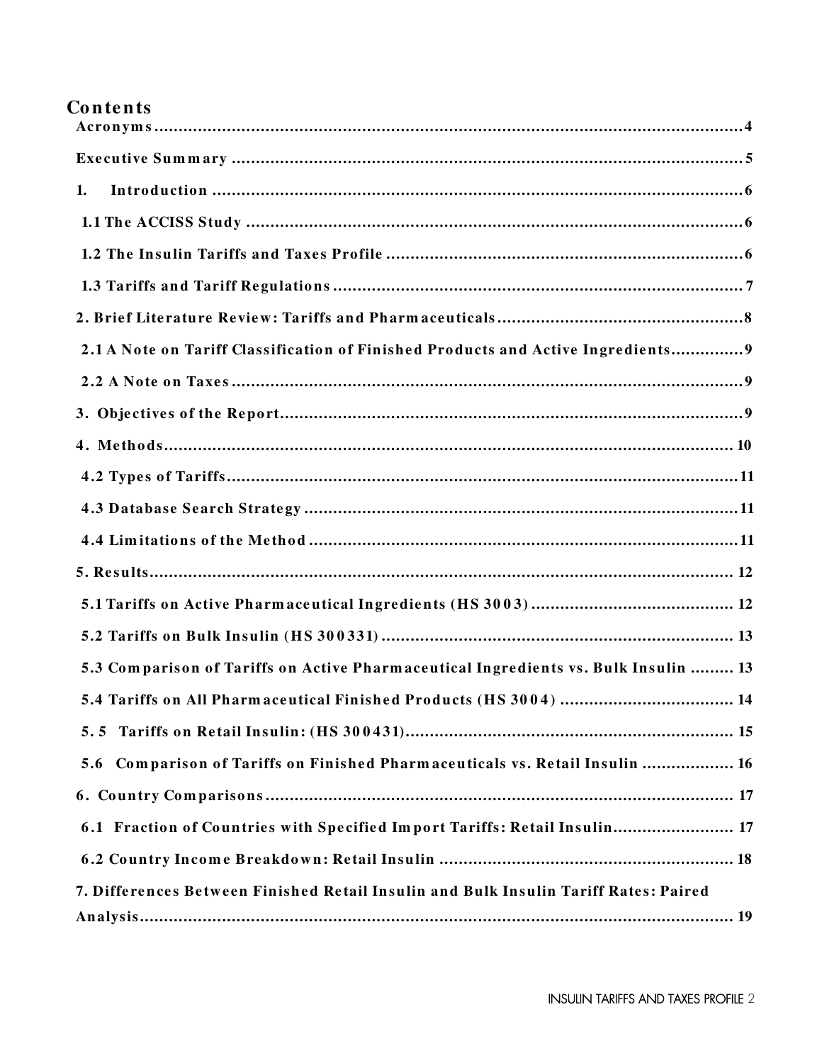# Contents

Acronyms....................................................................................................................4

Executive Summary ..................................................................................................5

1. Introduction .........................................................................................................6

1.1 The ACCISS Study ...............................................................................................6

1.2 The Insulin Tariffs and Taxes Profile ...................................................................6

1.3 Tariffs and Tariff Regulations ..............................................................................7

2. Brief Literature Review: Tariffs and Pharmaceuticals ..........................................8

2.1 A Note on Tariff Classification of Finished Products and Active Ingredients...............9

2.2 A Note on Taxes ...................................................................................................9

3. Objectives of the Report.........................................................................................9

4. Methods................................................................................................................ 10

4.2 Types of Tariffs...................................................................................................11

4.3 Database Search Strategy ...................................................................................11

4.4 Limitations of the Method ..................................................................................11

5. Results.................................................................................................................. 12

5.1 Tariffs on Active Pharmaceutical Ingredients (HS 3003) .................................... 12

5.2 Tariffs on Bulk Insulin (HS 300331) .................................................................... 13

5.3 Comparison of Tariffs on Active Pharmaceutical Ingredients vs. Bulk Insulin ......... 13

5.4 Tariffs on All Pharmaceutical Finished Products (HS 3004) ................................ 14

5.5 Tariffs on Retail Insulin: (HS 300431)................................................................ 15

5.6 Comparison of Tariffs on Finished Pharmaceuticals vs. Retail Insulin ................... 16

6. Country Comparisons ........................................................................................... 17

6.1 Fraction of Countries with Specified Import Tariffs: Retail Insulin......................... 17

6.2 Country Income Breakdown: Retail Insulin ........................................................ 18

7. Differences Between Finished Retail Insulin and Bulk Insulin Tariff Rates: Paired Analysis........................................................................................................ 19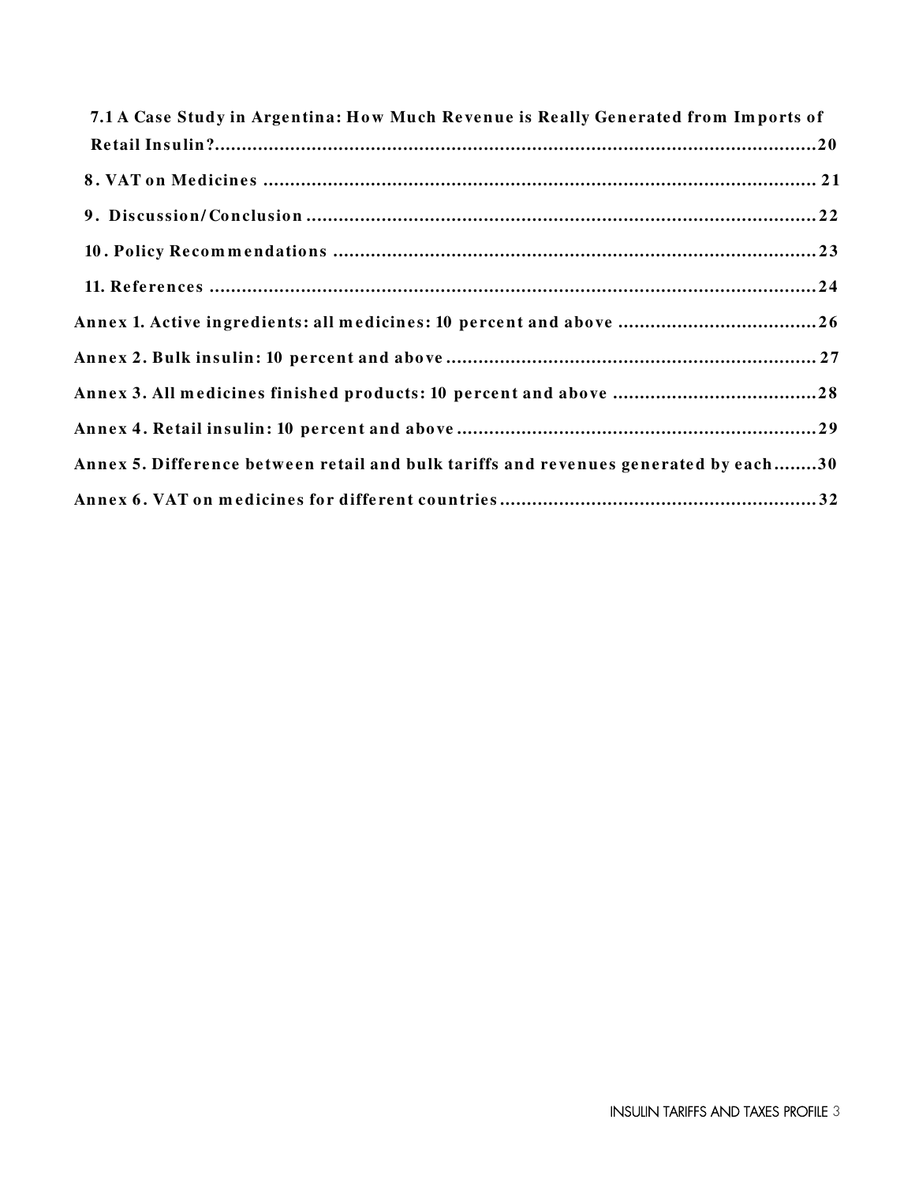7.1 A Case Study in Argentina: How Much Revenue is Really Generated from Imports of Retail Insulin?....................................................................................................20

8. VAT on Medicines ........................................................................................................21

9. Discussion/Conclusion ..................................................................................................22

10. Policy Recommendations ............................................................................................23

11. References ..................................................................................................................24

Annex 1. Active ingredients: all medicines: 10 percent and above .....................................26

Annex 2. Bulk insulin: 10 percent and above .......................................................................27

Annex 3. All medicines finished products: 10 percent and above ......................................28

Annex 4. Retail insulin: 10 percent and above .....................................................................29

Annex 5. Difference between retail and bulk tariffs and revenues generated by each........30

Annex 6. VAT on medicines for different countries ............................................................32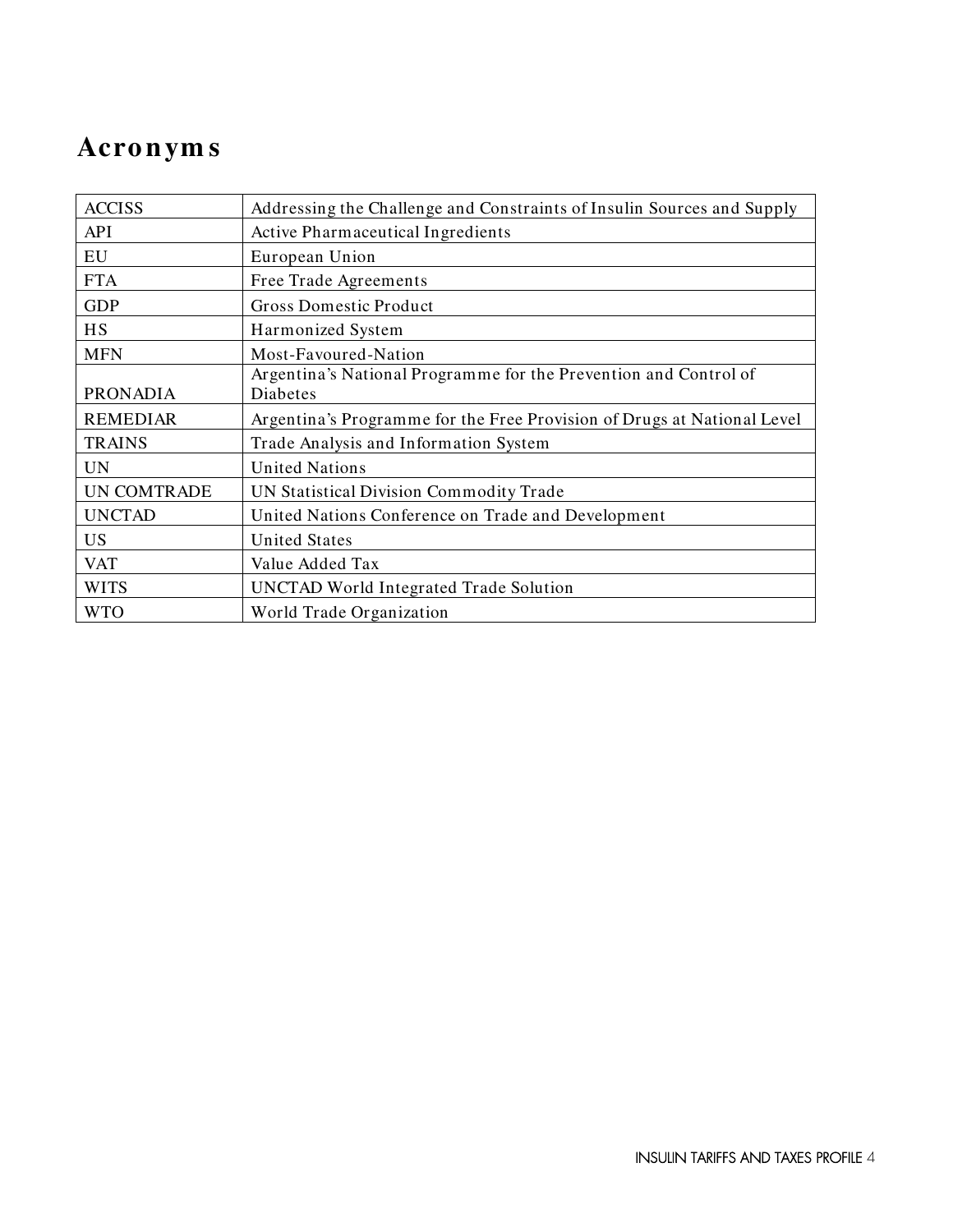# Acronyms

| ACCISS | Addressing the Challenge and Constraints of Insulin Sources and Supply |
|---|---|
| API | Active Pharmaceutical Ingredients |
| EU | European Union |
| FTA | Free Trade Agreements |
| GDP | Gross Domestic Product |
| HS | Harmonized System |
| MFN | Most-Favoured-Nation |
| PRONADIA | Argentina's National Programme for the Prevention and Control of Diabetes |
| REMEDIAR | Argentina's Programme for the Free Provision of Drugs at National Level |
| TRAINS | Trade Analysis and Information System |
| UN | United Nations |
| UN COMTRADE | UN Statistical Division Commodity Trade |
| UNCTAD | United Nations Conference on Trade and Development |
| US | United States |
| VAT | Value Added Tax |
| WITS | UNCTAD World Integrated Trade Solution |
| WTO | World Trade Organization |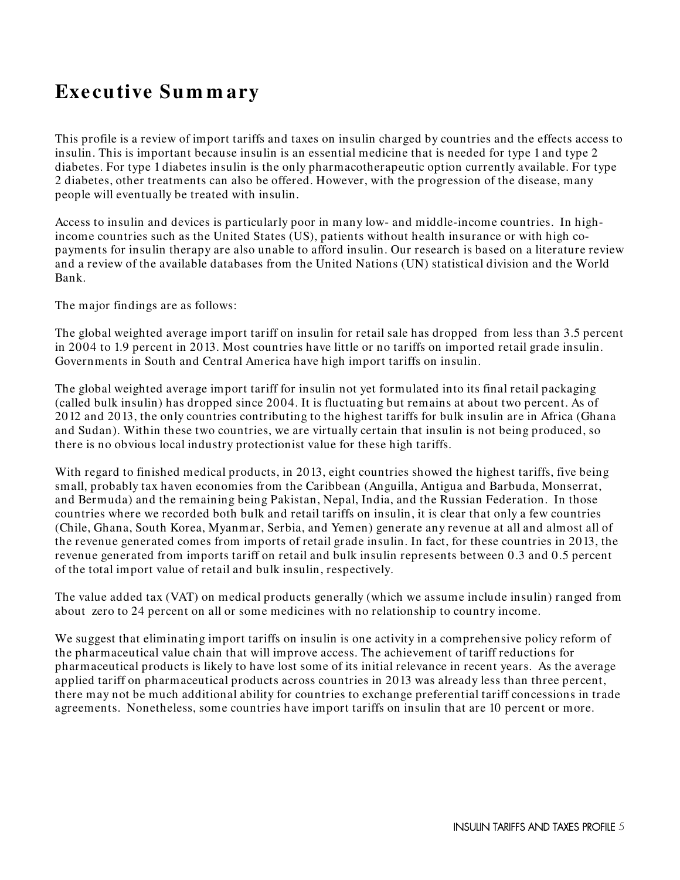# Executive Summary

This profile is a review of import tariffs and taxes on insulin charged by countries and the effects access to insulin. This is important because insulin is an essential medicine that is needed for type 1 and type 2 diabetes. For type 1 diabetes insulin is the only pharmacotherapeutic option currently available. For type 2 diabetes, other treatments can also be offered. However, with the progression of the disease, many people will eventually be treated with insulin.

Access to insulin and devices is particularly poor in many low- and middle-income countries. In high-income countries such as the United States (US), patients without health insurance or with high co-payments for insulin therapy are also unable to afford insulin. Our research is based on a literature review and a review of the available databases from the United Nations (UN) statistical division and the World Bank.

The major findings are as follows:

The global weighted average import tariff on insulin for retail sale has dropped from less than 3.5 percent in 2004 to 1.9 percent in 2013. Most countries have little or no tariffs on imported retail grade insulin. Governments in South and Central America have high import tariffs on insulin.

The global weighted average import tariff for insulin not yet formulated into its final retail packaging (called bulk insulin) has dropped since 2004. It is fluctuating but remains at about two percent. As of 2012 and 2013, the only countries contributing to the highest tariffs for bulk insulin are in Africa (Ghana and Sudan). Within these two countries, we are virtually certain that insulin is not being produced, so there is no obvious local industry protectionist value for these high tariffs.

With regard to finished medical products, in 2013, eight countries showed the highest tariffs, five being small, probably tax haven economies from the Caribbean (Anguilla, Antigua and Barbuda, Monserrat, and Bermuda) and the remaining being Pakistan, Nepal, India, and the Russian Federation. In those countries where we recorded both bulk and retail tariffs on insulin, it is clear that only a few countries (Chile, Ghana, South Korea, Myanmar, Serbia, and Yemen) generate any revenue at all and almost all of the revenue generated comes from imports of retail grade insulin. In fact, for these countries in 2013, the revenue generated from imports tariff on retail and bulk insulin represents between 0.3 and 0.5 percent of the total import value of retail and bulk insulin, respectively.

The value added tax (VAT) on medical products generally (which we assume include insulin) ranged from about zero to 24 percent on all or some medicines with no relationship to country income.

We suggest that eliminating import tariffs on insulin is one activity in a comprehensive policy reform of the pharmaceutical value chain that will improve access. The achievement of tariff reductions for pharmaceutical products is likely to have lost some of its initial relevance in recent years. As the average applied tariff on pharmaceutical products across countries in 2013 was already less than three percent, there may not be much additional ability for countries to exchange preferential tariff concessions in trade agreements. Nonetheless, some countries have import tariffs on insulin that are 10 percent or more.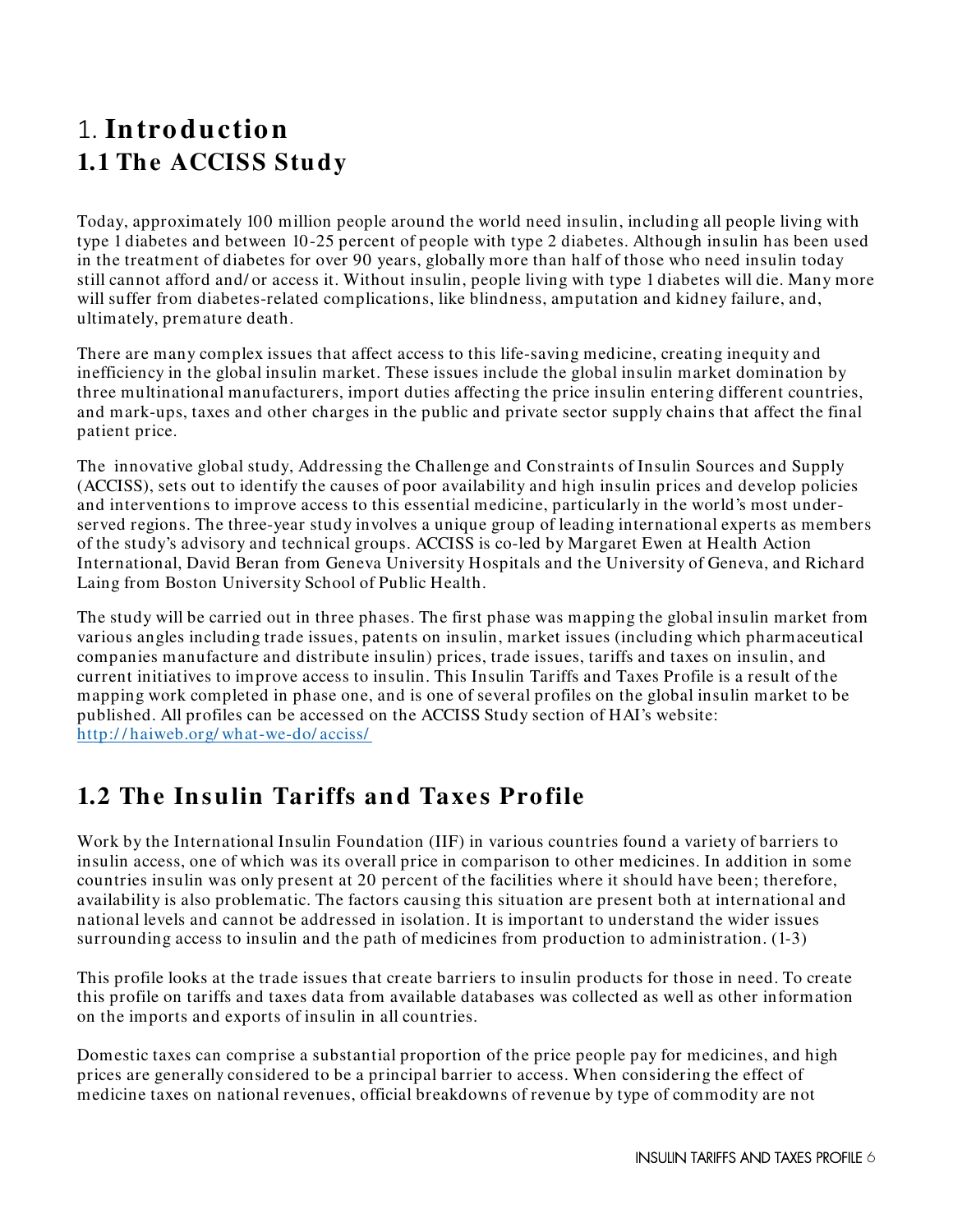# 1. Introduction

## 1.1 The ACCISS Study

Today, approximately 100 million people around the world need insulin, including all people living with type 1 diabetes and between 10-25 percent of people with type 2 diabetes. Although insulin has been used in the treatment of diabetes for over 90 years, globally more than half of those who need insulin today still cannot afford and/or access it. Without insulin, people living with type 1 diabetes will die. Many more will suffer from diabetes-related complications, like blindness, amputation and kidney failure, and, ultimately, premature death.

There are many complex issues that affect access to this life-saving medicine, creating inequity and inefficiency in the global insulin market. These issues include the global insulin market domination by three multinational manufacturers, import duties affecting the price insulin entering different countries, and mark-ups, taxes and other charges in the public and private sector supply chains that affect the final patient price.

The innovative global study, Addressing the Challenge and Constraints of Insulin Sources and Supply (ACCISS), sets out to identify the causes of poor availability and high insulin prices and develop policies and interventions to improve access to this essential medicine, particularly in the world's most under-served regions. The three-year study involves a unique group of leading international experts as members of the study's advisory and technical groups. ACCISS is co-led by Margaret Ewen at Health Action International, David Beran from Geneva University Hospitals and the University of Geneva, and Richard Laing from Boston University School of Public Health.

The study will be carried out in three phases. The first phase was mapping the global insulin market from various angles including trade issues, patents on insulin, market issues (including which pharmaceutical companies manufacture and distribute insulin) prices, trade issues, tariffs and taxes on insulin, and current initiatives to improve access to insulin. This Insulin Tariffs and Taxes Profile is a result of the mapping work completed in phase one, and is one of several profiles on the global insulin market to be published. All profiles can be accessed on the ACCISS Study section of HAI's website: http://haiweb.org/what-we-do/acciss/

## 1.2 The Insulin Tariffs and Taxes Profile

Work by the International Insulin Foundation (IIF) in various countries found a variety of barriers to insulin access, one of which was its overall price in comparison to other medicines. In addition in some countries insulin was only present at 20 percent of the facilities where it should have been; therefore, availability is also problematic. The factors causing this situation are present both at international and national levels and cannot be addressed in isolation. It is important to understand the wider issues surrounding access to insulin and the path of medicines from production to administration. (1-3)

This profile looks at the trade issues that create barriers to insulin products for those in need. To create this profile on tariffs and taxes data from available databases was collected as well as other information on the imports and exports of insulin in all countries.

Domestic taxes can comprise a substantial proportion of the price people pay for medicines, and high prices are generally considered to be a principal barrier to access. When considering the effect of medicine taxes on national revenues, official breakdowns of revenue by type of commodity are not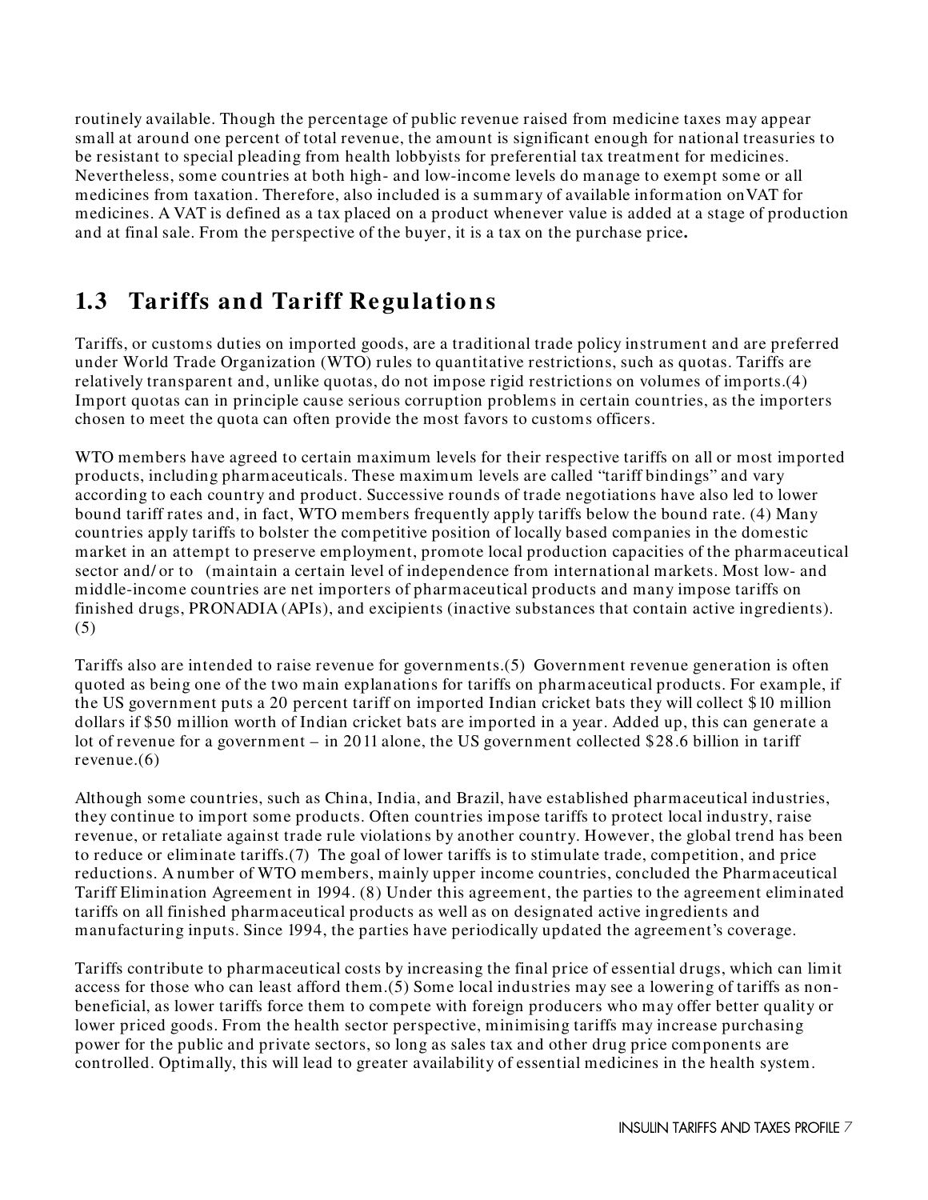routinely available. Though the percentage of public revenue raised from medicine taxes may appear small at around one percent of total revenue, the amount is significant enough for national treasuries to be resistant to special pleading from health lobbyists for preferential tax treatment for medicines. Nevertheless, some countries at both high- and low-income levels do manage to exempt some or all medicines from taxation. Therefore, also included is a summary of available information onVAT for medicines. A VAT is defined as a tax placed on a product whenever value is added at a stage of production and at final sale. From the perspective of the buyer, it is a tax on the purchase price**.**

## 1.3 Tariffs and Tariff Regulations

Tariffs, or customs duties on imported goods, are a traditional trade policy instrument and are preferred under World Trade Organization (WTO) rules to quantitative restrictions, such as quotas. Tariffs are relatively transparent and, unlike quotas, do not impose rigid restrictions on volumes of imports.(4) Import quotas can in principle cause serious corruption problems in certain countries, as the importers chosen to meet the quota can often provide the most favors to customs officers.

WTO members have agreed to certain maximum levels for their respective tariffs on all or most imported products, including pharmaceuticals. These maximum levels are called "tariff bindings" and vary according to each country and product. Successive rounds of trade negotiations have also led to lower bound tariff rates and, in fact, WTO members frequently apply tariffs below the bound rate. (4) Many countries apply tariffs to bolster the competitive position of locally based companies in the domestic market in an attempt to preserve employment, promote local production capacities of the pharmaceutical sector and/or to (maintain a certain level of independence from international markets. Most low- and middle-income countries are net importers of pharmaceutical products and many impose tariffs on finished drugs, PRONADIA (APIs), and excipients (inactive substances that contain active ingredients). (5)

Tariffs also are intended to raise revenue for governments.(5) Government revenue generation is often quoted as being one of the two main explanations for tariffs on pharmaceutical products. For example, if the US government puts a 20 percent tariff on imported Indian cricket bats they will collect $10 million dollars if $50 million worth of Indian cricket bats are imported in a year. Added up, this can generate a lot of revenue for a government – in 2011 alone, the US government collected $28.6 billion in tariff revenue.(6)

Although some countries, such as China, India, and Brazil, have established pharmaceutical industries, they continue to import some products. Often countries impose tariffs to protect local industry, raise revenue, or retaliate against trade rule violations by another country. However, the global trend has been to reduce or eliminate tariffs.(7) The goal of lower tariffs is to stimulate trade, competition, and price reductions. A number of WTO members, mainly upper income countries, concluded the Pharmaceutical Tariff Elimination Agreement in 1994. (8) Under this agreement, the parties to the agreement eliminated tariffs on all finished pharmaceutical products as well as on designated active ingredients and manufacturing inputs. Since 1994, the parties have periodically updated the agreement's coverage.

Tariffs contribute to pharmaceutical costs by increasing the final price of essential drugs, which can limit access for those who can least afford them.(5) Some local industries may see a lowering of tariffs as non-beneficial, as lower tariffs force them to compete with foreign producers who may offer better quality or lower priced goods. From the health sector perspective, minimising tariffs may increase purchasing power for the public and private sectors, so long as sales tax and other drug price components are controlled. Optimally, this will lead to greater availability of essential medicines in the health system.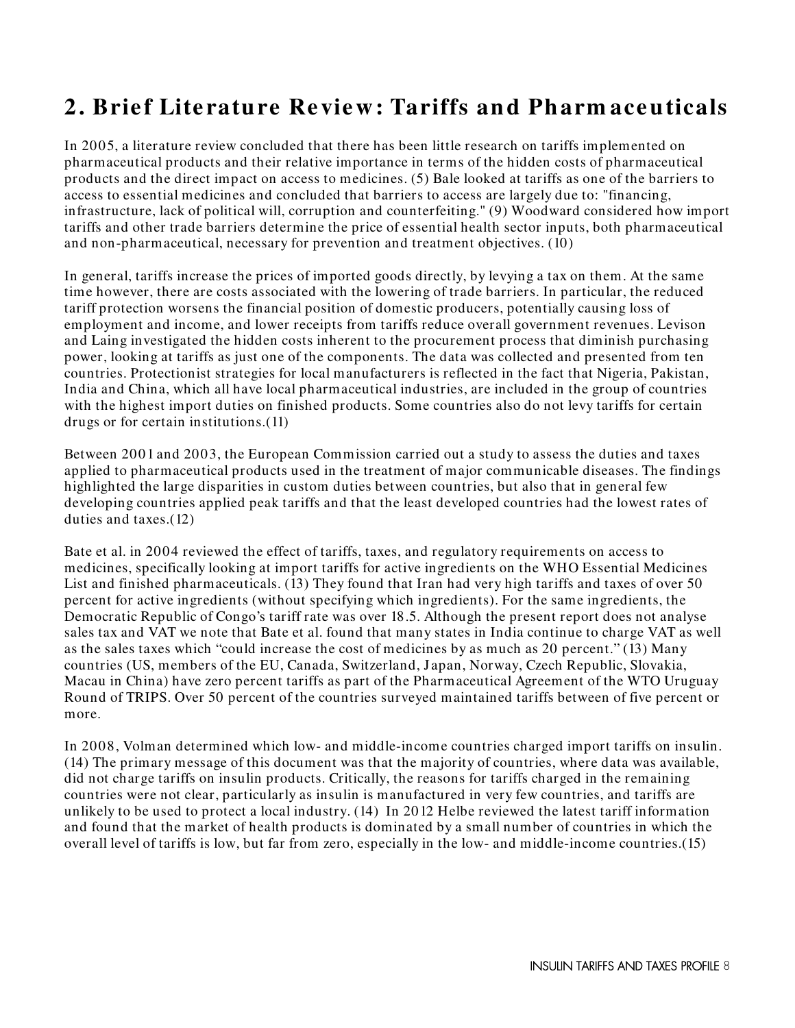## 2. Brief Literature Review: Tariffs and Pharmaceuticals

In 2005, a literature review concluded that there has been little research on tariffs implemented on pharmaceutical products and their relative importance in terms of the hidden costs of pharmaceutical products and the direct impact on access to medicines. (5) Bale looked at tariffs as one of the barriers to access to essential medicines and concluded that barriers to access are largely due to: "financing, infrastructure, lack of political will, corruption and counterfeiting." (9) Woodward considered how import tariffs and other trade barriers determine the price of essential health sector inputs, both pharmaceutical and non-pharmaceutical, necessary for prevention and treatment objectives. (10)

In general, tariffs increase the prices of imported goods directly, by levying a tax on them. At the same time however, there are costs associated with the lowering of trade barriers. In particular, the reduced tariff protection worsens the financial position of domestic producers, potentially causing loss of employment and income, and lower receipts from tariffs reduce overall government revenues. Levison and Laing investigated the hidden costs inherent to the procurement process that diminish purchasing power, looking at tariffs as just one of the components. The data was collected and presented from ten countries. Protectionist strategies for local manufacturers is reflected in the fact that Nigeria, Pakistan, India and China, which all have local pharmaceutical industries, are included in the group of countries with the highest import duties on finished products. Some countries also do not levy tariffs for certain drugs or for certain institutions.(11)

Between 2001 and 2003, the European Commission carried out a study to assess the duties and taxes applied to pharmaceutical products used in the treatment of major communicable diseases. The findings highlighted the large disparities in custom duties between countries, but also that in general few developing countries applied peak tariffs and that the least developed countries had the lowest rates of duties and taxes.(12)

Bate et al. in 2004 reviewed the effect of tariffs, taxes, and regulatory requirements on access to medicines, specifically looking at import tariffs for active ingredients on the WHO Essential Medicines List and finished pharmaceuticals. (13) They found that Iran had very high tariffs and taxes of over 50 percent for active ingredients (without specifying which ingredients). For the same ingredients, the Democratic Republic of Congo's tariff rate was over 18.5. Although the present report does not analyse sales tax and VAT we note that Bate et al. found that many states in India continue to charge VAT as well as the sales taxes which "could increase the cost of medicines by as much as 20 percent." (13) Many countries (US, members of the EU, Canada, Switzerland, Japan, Norway, Czech Republic, Slovakia, Macau in China) have zero percent tariffs as part of the Pharmaceutical Agreement of the WTO Uruguay Round of TRIPS. Over 50 percent of the countries surveyed maintained tariffs between of five percent or more.

In 2008, Volman determined which low- and middle-income countries charged import tariffs on insulin. (14) The primary message of this document was that the majority of countries, where data was available, did not charge tariffs on insulin products. Critically, the reasons for tariffs charged in the remaining countries were not clear, particularly as insulin is manufactured in very few countries, and tariffs are unlikely to be used to protect a local industry. (14) In 2012 Helbe reviewed the latest tariff information and found that the market of health products is dominated by a small number of countries in which the overall level of tariffs is low, but far from zero, especially in the low- and middle-income countries.(15)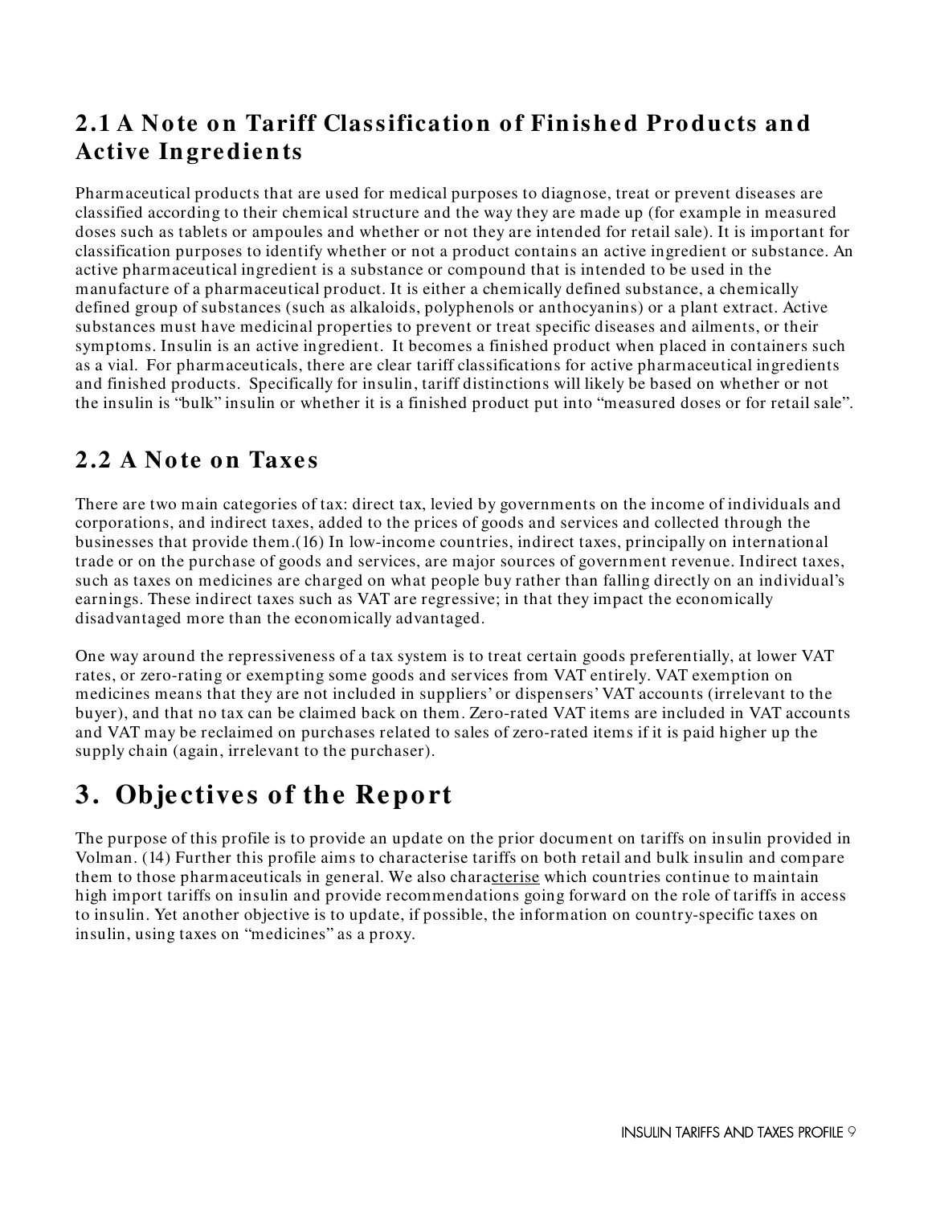## 2.1 A Note on Tariff Classification of Finished Products and Active Ingredients

Pharmaceutical products that are used for medical purposes to diagnose, treat or prevent diseases are classified according to their chemical structure and the way they are made up (for example in measured doses such as tablets or ampoules and whether or not they are intended for retail sale). It is important for classification purposes to identify whether or not a product contains an active ingredient or substance. An active pharmaceutical ingredient is a substance or compound that is intended to be used in the manufacture of a pharmaceutical product. It is either a chemically defined substance, a chemically defined group of substances (such as alkaloids, polyphenols or anthocyanins) or a plant extract. Active substances must have medicinal properties to prevent or treat specific diseases and ailments, or their symptoms. Insulin is an active ingredient. It becomes a finished product when placed in containers such as a vial. For pharmaceuticals, there are clear tariff classifications for active pharmaceutical ingredients and finished products. Specifically for insulin, tariff distinctions will likely be based on whether or not the insulin is "bulk" insulin or whether it is a finished product put into "measured doses or for retail sale".

## 2.2 A Note on Taxes

There are two main categories of tax: direct tax, levied by governments on the income of individuals and corporations, and indirect taxes, added to the prices of goods and services and collected through the businesses that provide them.(16) In low-income countries, indirect taxes, principally on international trade or on the purchase of goods and services, are major sources of government revenue. Indirect taxes, such as taxes on medicines are charged on what people buy rather than falling directly on an individual's earnings. These indirect taxes such as VAT are regressive; in that they impact the economically disadvantaged more than the economically advantaged.

One way around the repressiveness of a tax system is to treat certain goods preferentially, at lower VAT rates, or zero-rating or exempting some goods and services from VAT entirely. VAT exemption on medicines means that they are not included in suppliers' or dispensers' VAT accounts (irrelevant to the buyer), and that no tax can be claimed back on them. Zero-rated VAT items are included in VAT accounts and VAT may be reclaimed on purchases related to sales of zero-rated items if it is paid higher up the supply chain (again, irrelevant to the purchaser).

# 3. Objectives of the Report

The purpose of this profile is to provide an update on the prior document on tariffs on insulin provided in Volman. (14) Further this profile aims to characterise tariffs on both retail and bulk insulin and compare them to those pharmaceuticals in general. We also characterise which countries continue to maintain high import tariffs on insulin and provide recommendations going forward on the role of tariffs in access to insulin. Yet another objective is to update, if possible, the information on country-specific taxes on insulin, using taxes on "medicines" as a proxy.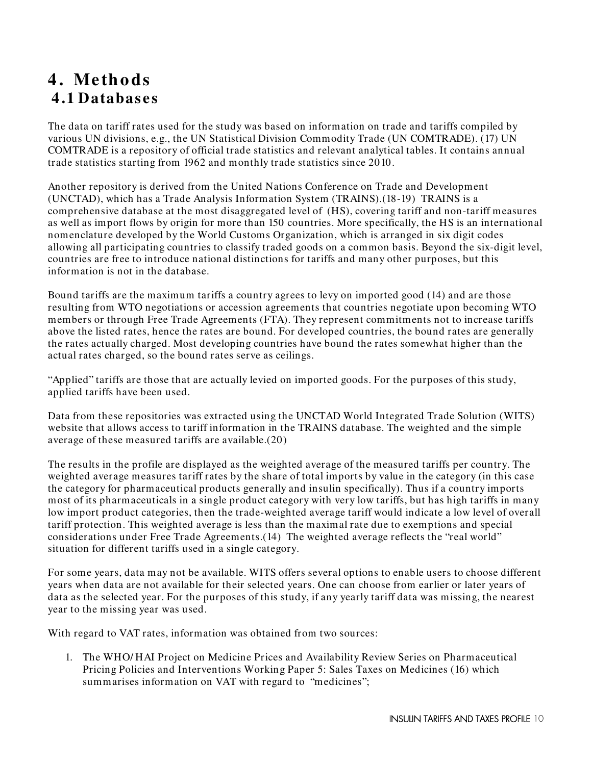# 4. Methods

## 4.1 Databases

The data on tariff rates used for the study was based on information on trade and tariffs compiled by various UN divisions, e.g., the UN Statistical Division Commodity Trade (UN COMTRADE). (17) UN COMTRADE is a repository of official trade statistics and relevant analytical tables. It contains annual trade statistics starting from 1962 and monthly trade statistics since 2010.

Another repository is derived from the United Nations Conference on Trade and Development (UNCTAD), which has a Trade Analysis Information System (TRAINS).(18-19) TRAINS is a comprehensive database at the most disaggregated level of (HS), covering tariff and non-tariff measures as well as import flows by origin for more than 150 countries. More specifically, the HS is an international nomenclature developed by the World Customs Organization, which is arranged in six digit codes allowing all participating countries to classify traded goods on a common basis. Beyond the six-digit level, countries are free to introduce national distinctions for tariffs and many other purposes, but this information is not in the database.

Bound tariffs are the maximum tariffs a country agrees to levy on imported good (14) and are those resulting from WTO negotiations or accession agreements that countries negotiate upon becoming WTO members or through Free Trade Agreements (FTA). They represent commitments not to increase tariffs above the listed rates, hence the rates are bound. For developed countries, the bound rates are generally the rates actually charged. Most developing countries have bound the rates somewhat higher than the actual rates charged, so the bound rates serve as ceilings.

"Applied" tariffs are those that are actually levied on imported goods. For the purposes of this study, applied tariffs have been used.

Data from these repositories was extracted using the UNCTAD World Integrated Trade Solution (WITS) website that allows access to tariff information in the TRAINS database. The weighted and the simple average of these measured tariffs are available.(20)

The results in the profile are displayed as the weighted average of the measured tariffs per country. The weighted average measures tariff rates by the share of total imports by value in the category (in this case the category for pharmaceutical products generally and insulin specifically). Thus if a country imports most of its pharmaceuticals in a single product category with very low tariffs, but has high tariffs in many low import product categories, then the trade-weighted average tariff would indicate a low level of overall tariff protection. This weighted average is less than the maximal rate due to exemptions and special considerations under Free Trade Agreements.(14) The weighted average reflects the "real world" situation for different tariffs used in a single category.

For some years, data may not be available. WITS offers several options to enable users to choose different years when data are not available for their selected years. One can choose from earlier or later years of data as the selected year. For the purposes of this study, if any yearly tariff data was missing, the nearest year to the missing year was used.

With regard to VAT rates, information was obtained from two sources:

1. The WHO/HAI Project on Medicine Prices and Availability Review Series on Pharmaceutical Pricing Policies and Interventions Working Paper 5: Sales Taxes on Medicines (16) which summarises information on VAT with regard to "medicines";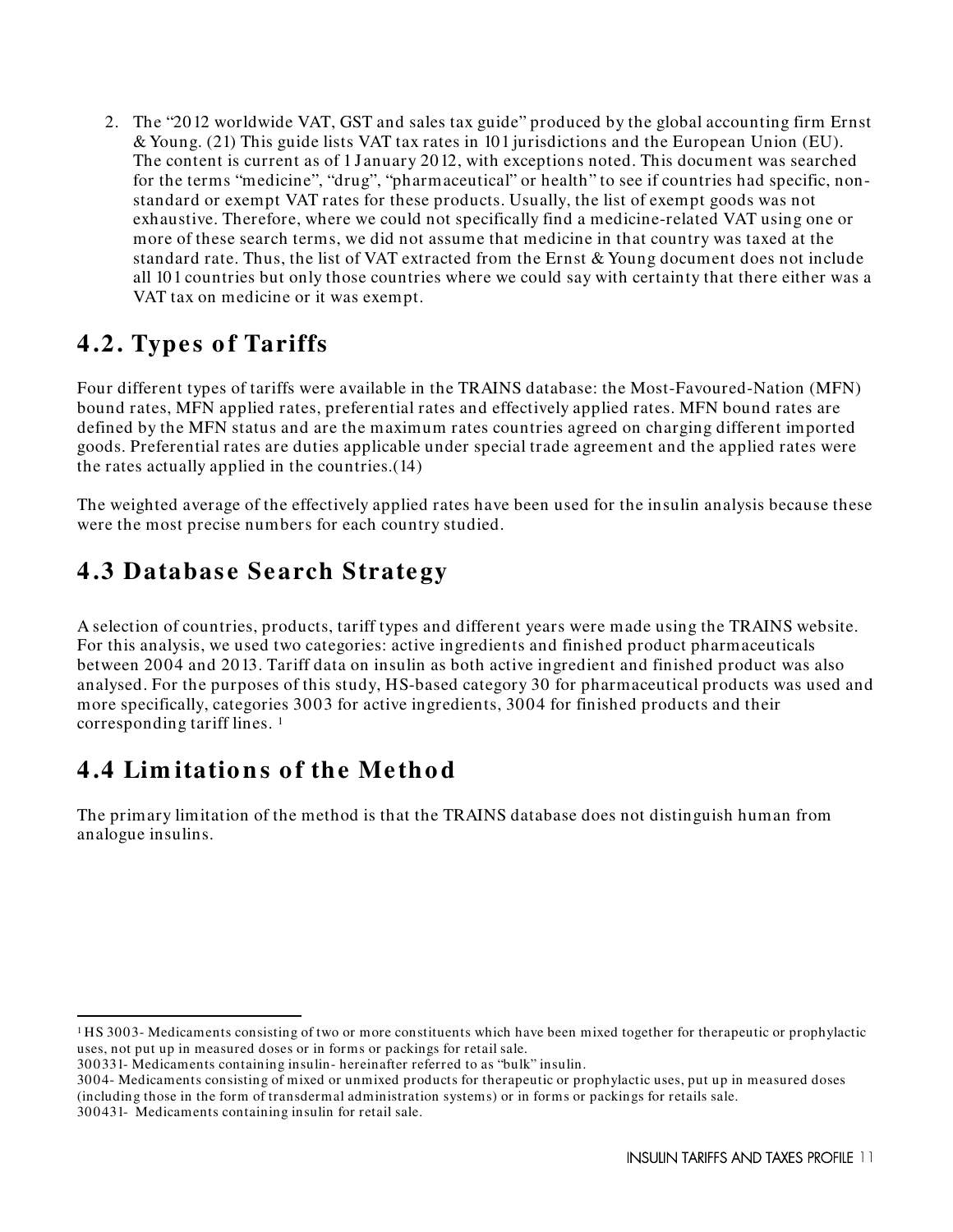2. The "2012 worldwide VAT, GST and sales tax guide" produced by the global accounting firm Ernst & Young. (21) This guide lists VAT tax rates in 101 jurisdictions and the European Union (EU). The content is current as of 1 January 2012, with exceptions noted. This document was searched for the terms "medicine", "drug", "pharmaceutical" or health" to see if countries had specific, non-standard or exempt VAT rates for these products. Usually, the list of exempt goods was not exhaustive. Therefore, where we could not specifically find a medicine-related VAT using one or more of these search terms, we did not assume that medicine in that country was taxed at the standard rate. Thus, the list of VAT extracted from the Ernst & Young document does not include all 101 countries but only those countries where we could say with certainty that there either was a VAT tax on medicine or it was exempt.

## 4.2. Types of Tariffs

Four different types of tariffs were available in the TRAINS database: the Most-Favoured-Nation (MFN) bound rates, MFN applied rates, preferential rates and effectively applied rates. MFN bound rates are defined by the MFN status and are the maximum rates countries agreed on charging different imported goods. Preferential rates are duties applicable under special trade agreement and the applied rates were the rates actually applied in the countries.(14)

The weighted average of the effectively applied rates have been used for the insulin analysis because these were the most precise numbers for each country studied.

## 4.3 Database Search Strategy

A selection of countries, products, tariff types and different years were made using the TRAINS website. For this analysis, we used two categories: active ingredients and finished product pharmaceuticals between 2004 and 2013. Tariff data on insulin as both active ingredient and finished product was also analysed. For the purposes of this study, HS-based category 30 for pharmaceutical products was used and more specifically, categories 3003 for active ingredients, 3004 for finished products and their corresponding tariff lines. [1]

## 4.4 Limitations of the Method

The primary limitation of the method is that the TRAINS database does not distinguish human from analogue insulins.

---

[1] HS 3003- Medicaments consisting of two or more constituents which have been mixed together for therapeutic or prophylactic uses, not put up in measured doses or in forms or packings for retail sale.
300331- Medicaments containing insulin- hereinafter referred to as "bulk" insulin.
3004- Medicaments consisting of mixed or unmixed products for therapeutic or prophylactic uses, put up in measured doses (including those in the form of transdermal administration systems) or in forms or packings for retails sale.
300431- Medicaments containing insulin for retail sale.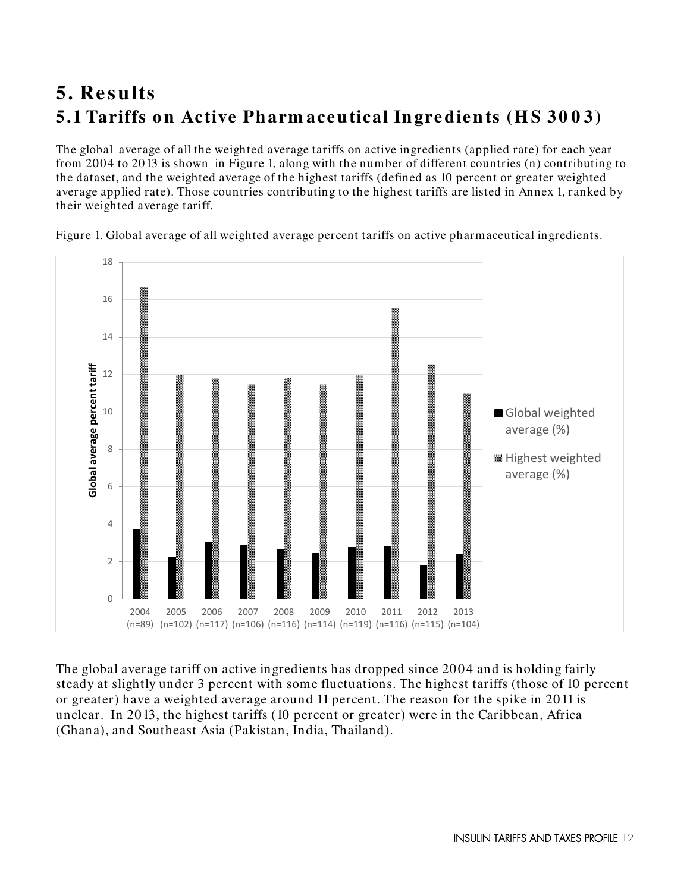# 5. Results

## 5.1 Tariffs on Active Pharmaceutical Ingredients (HS 3003)

The global average of all the weighted average tariffs on active ingredients (applied rate) for each year from 2004 to 2013 is shown in Figure 1, along with the number of different countries (n) contributing to the dataset, and the weighted average of the highest tariffs (defined as 10 percent or greater weighted average applied rate). Those countries contributing to the highest tariffs are listed in Annex 1, ranked by their weighted average tariff.

Figure 1. Global average of all weighted average percent tariffs on active pharmaceutical ingredients.

The global average tariff on active ingredients has dropped since 2004 and is holding fairly steady at slightly under 3 percent with some fluctuations. The highest tariffs (those of 10 percent or greater) have a weighted average around 11 percent. The reason for the spike in 2011 is unclear. In 2013, the highest tariffs (10 percent or greater) were in the Caribbean, Africa (Ghana), and Southeast Asia (Pakistan, India, Thailand).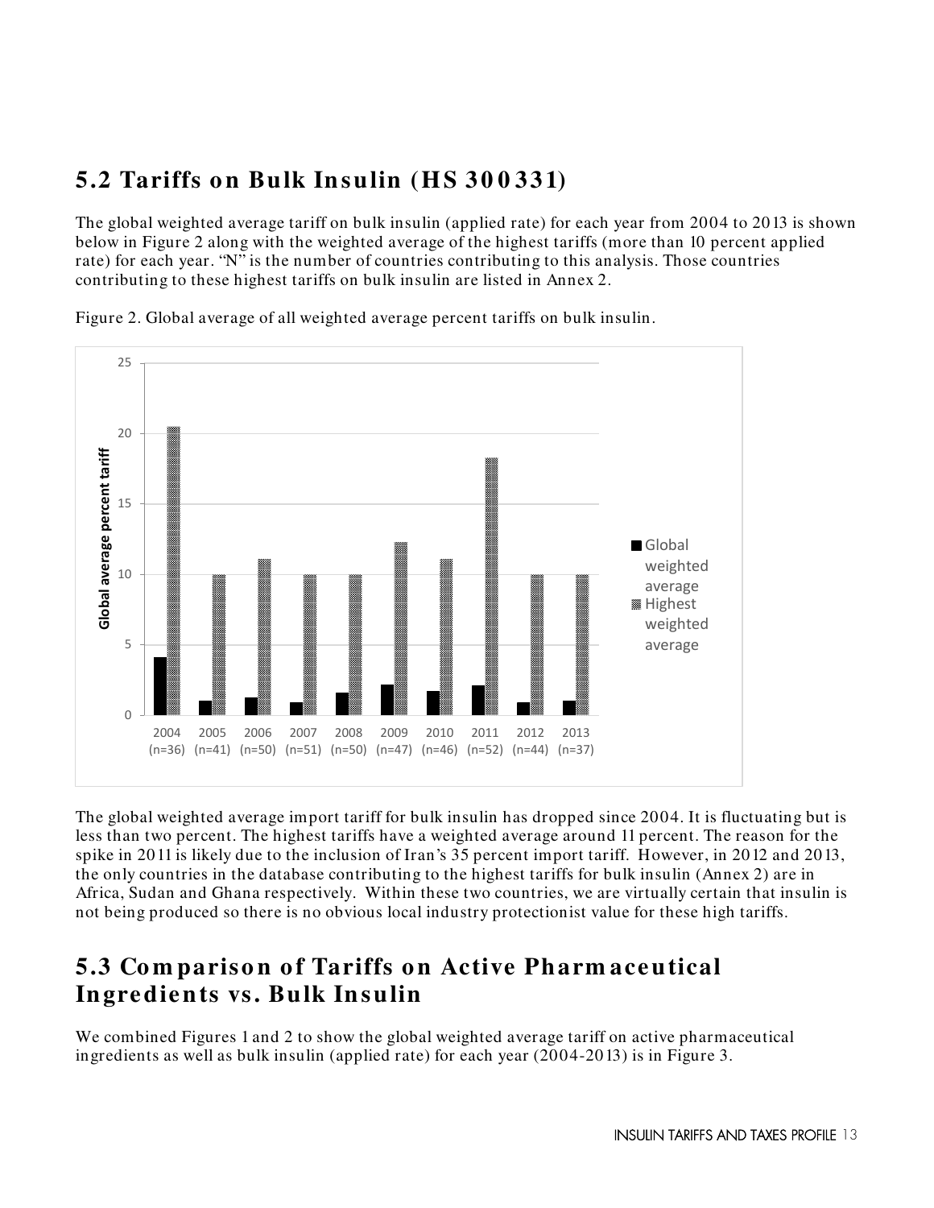## 5.2 Tariffs on Bulk Insulin (HS 300331)

The global weighted average tariff on bulk insulin (applied rate) for each year from 2004 to 2013 is shown below in Figure 2 along with the weighted average of the highest tariffs (more than 10 percent applied rate) for each year. "N" is the number of countries contributing to this analysis. Those countries contributing to these highest tariffs on bulk insulin are listed in Annex 2.

Figure 2. Global average of all weighted average percent tariffs on bulk insulin.

The global weighted average import tariff for bulk insulin has dropped since 2004. It is fluctuating but is less than two percent. The highest tariffs have a weighted average around 11 percent. The reason for the spike in 2011 is likely due to the inclusion of Iran's 35 percent import tariff. However, in 2012 and 2013, the only countries in the database contributing to the highest tariffs for bulk insulin (Annex 2) are in Africa, Sudan and Ghana respectively. Within these two countries, we are virtually certain that insulin is not being produced so there is no obvious local industry protectionist value for these high tariffs.

## 5.3 Comparison of Tariffs on Active Pharmaceutical Ingredients vs. Bulk Insulin

We combined Figures 1 and 2 to show the global weighted average tariff on active pharmaceutical ingredients as well as bulk insulin (applied rate) for each year (2004-2013) is in Figure 3.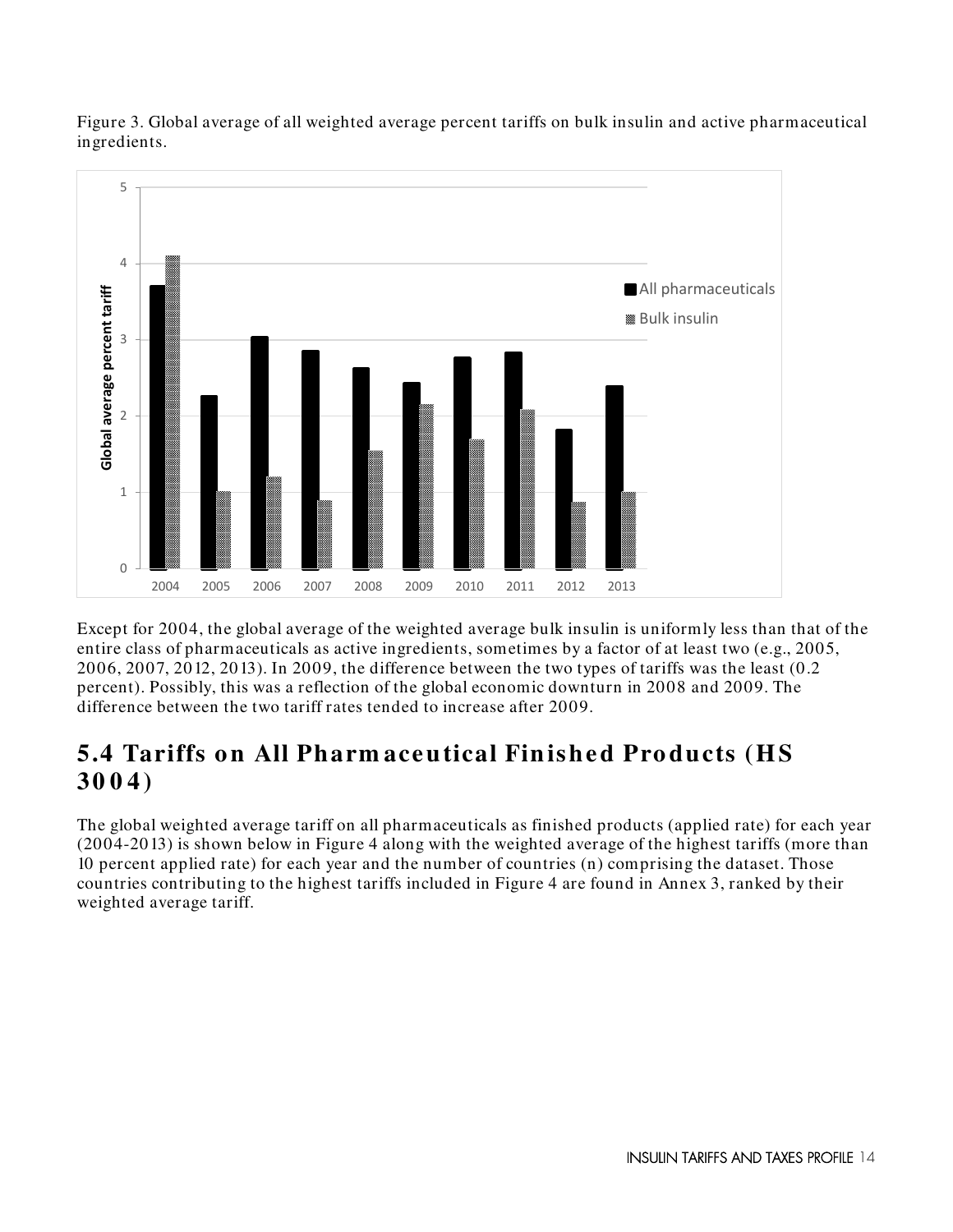Figure 3. Global average of all weighted average percent tariffs on bulk insulin and active pharmaceutical ingredients.

Except for 2004, the global average of the weighted average bulk insulin is uniformly less than that of the entire class of pharmaceuticals as active ingredients, sometimes by a factor of at least two (e.g., 2005, 2006, 2007, 2012, 2013). In 2009, the difference between the two types of tariffs was the least (0.2 percent). Possibly, this was a reflection of the global economic downturn in 2008 and 2009. The difference between the two tariff rates tended to increase after 2009.

## 5.4 Tariffs on All Pharmaceutical Finished Products (HS 3004)

The global weighted average tariff on all pharmaceuticals as finished products (applied rate) for each year (2004-2013) is shown below in Figure 4 along with the weighted average of the highest tariffs (more than 10 percent applied rate) for each year and the number of countries (n) comprising the dataset. Those countries contributing to the highest tariffs included in Figure 4 are found in Annex 3, ranked by their weighted average tariff.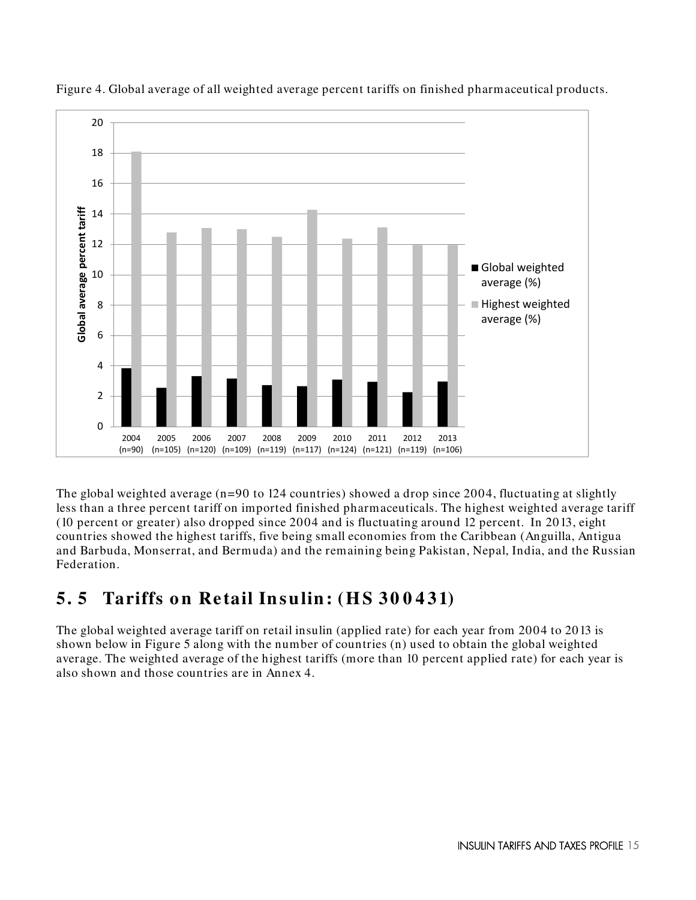Figure 4. Global average of all weighted average percent tariffs on finished pharmaceutical products.

The global weighted average (n=90 to 124 countries) showed a drop since 2004, fluctuating at slightly less than a three percent tariff on imported finished pharmaceuticals. The highest weighted average tariff (10 percent or greater) also dropped since 2004 and is fluctuating around 12 percent. In 2013, eight countries showed the highest tariffs, five being small economies from the Caribbean (Anguilla, Antigua and Barbuda, Monserrat, and Bermuda) and the remaining being Pakistan, Nepal, India, and the Russian Federation.

## 5.5 Tariffs on Retail Insulin: (HS 300431)

The global weighted average tariff on retail insulin (applied rate) for each year from 2004 to 2013 is shown below in Figure 5 along with the number of countries (n) used to obtain the global weighted average. The weighted average of the highest tariffs (more than 10 percent applied rate) for each year is also shown and those countries are in Annex 4.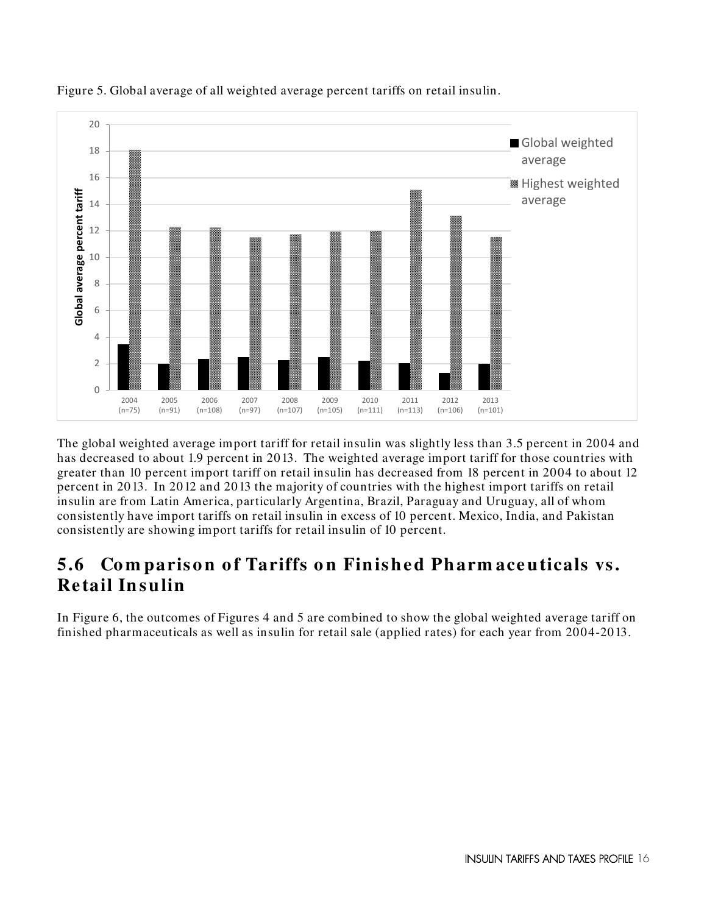Figure 5. Global average of all weighted average percent tariffs on retail insulin.

The global weighted average import tariff for retail insulin was slightly less than 3.5 percent in 2004 and has decreased to about 1.9 percent in 2013. The weighted average import tariff for those countries with greater than 10 percent import tariff on retail insulin has decreased from 18 percent in 2004 to about 12 percent in 2013. In 2012 and 2013 the majority of countries with the highest import tariffs on retail insulin are from Latin America, particularly Argentina, Brazil, Paraguay and Uruguay, all of whom consistently have import tariffs on retail insulin in excess of 10 percent. Mexico, India, and Pakistan consistently are showing import tariffs for retail insulin of 10 percent.

## 5.6 Comparison of Tariffs on Finished Pharmaceuticals vs. Retail Insulin

In Figure 6, the outcomes of Figures 4 and 5 are combined to show the global weighted average tariff on finished pharmaceuticals as well as insulin for retail sale (applied rates) for each year from 2004-2013.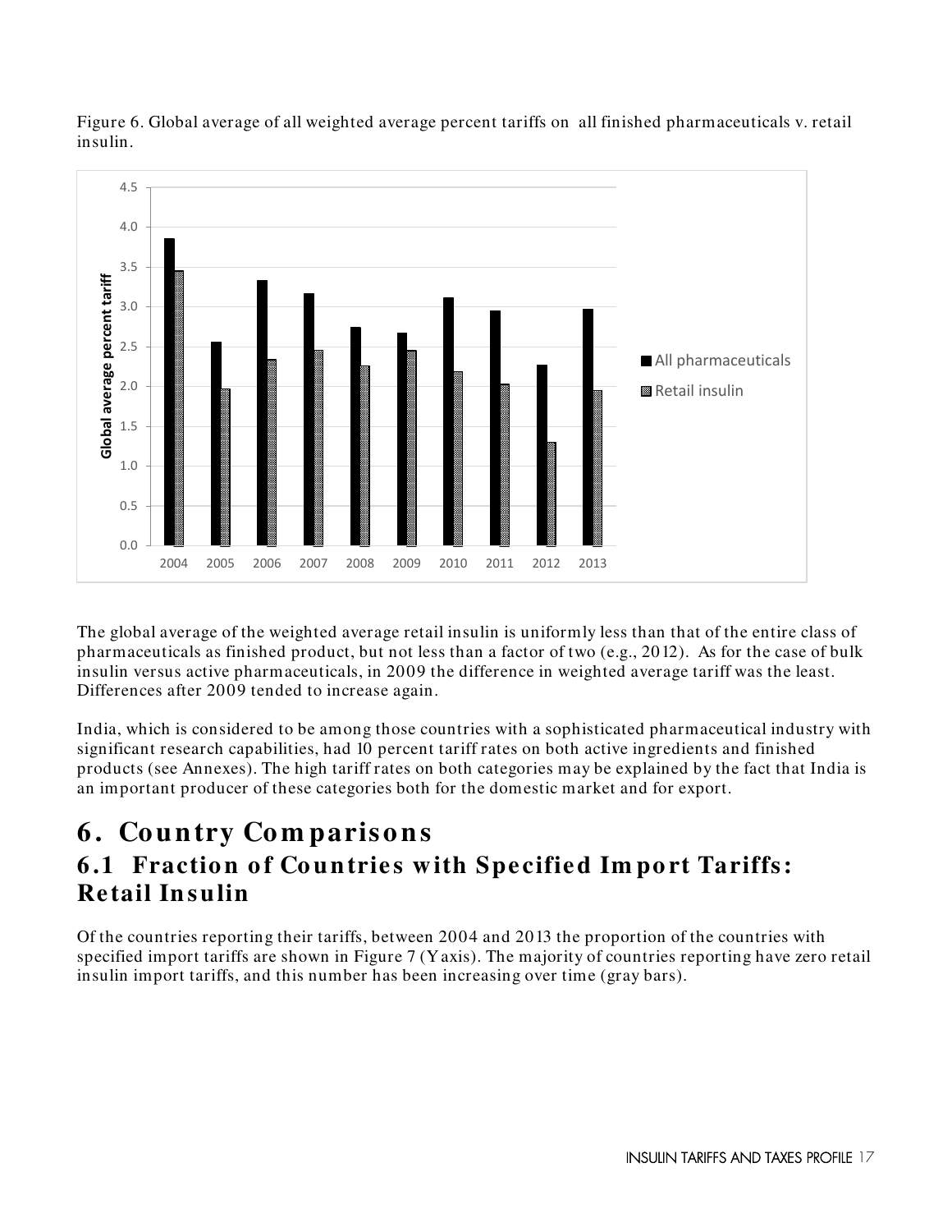Figure 6. Global average of all weighted average percent tariffs on all finished pharmaceuticals v. retail insulin.

The global average of the weighted average retail insulin is uniformly less than that of the entire class of pharmaceuticals as finished product, but not less than a factor of two (e.g., 2012). As for the case of bulk insulin versus active pharmaceuticals, in 2009 the difference in weighted average tariff was the least. Differences after 2009 tended to increase again.

India, which is considered to be among those countries with a sophisticated pharmaceutical industry with significant research capabilities, had 10 percent tariff rates on both active ingredients and finished products (see Annexes). The high tariff rates on both categories may be explained by the fact that India is an important producer of these categories both for the domestic market and for export.

# 6. Country Comparisons

## 6.1 Fraction of Countries with Specified Import Tariffs: Retail Insulin

Of the countries reporting their tariffs, between 2004 and 2013 the proportion of the countries with specified import tariffs are shown in Figure 7 (Y axis). The majority of countries reporting have zero retail insulin import tariffs, and this number has been increasing over time (gray bars).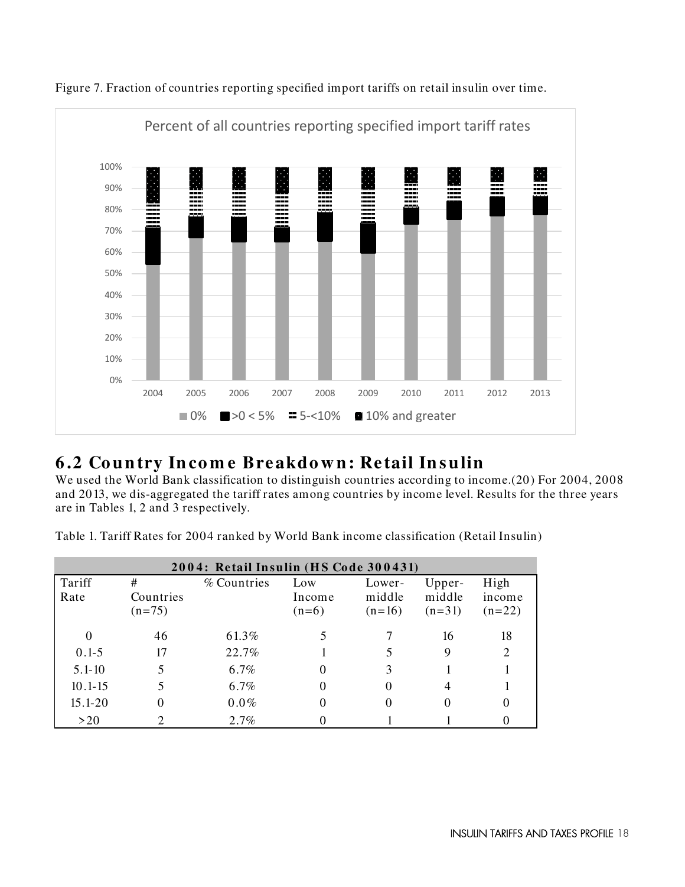Figure 7. Fraction of countries reporting specified import tariffs on retail insulin over time.

## 6.2 Country Income Breakdown: Retail Insulin

We used the World Bank classification to distinguish countries according to income.(20) For 2004, 2008 and 2013, we dis-aggregated the tariff rates among countries by income level. Results for the three years are in Tables 1, 2 and 3 respectively.

Table 1. Tariff Rates for 2004 ranked by World Bank income classification (Retail Insulin)

| **2004: Retail Insulin (HS Code 300431)** | | | | | | |
|---|---|---|---|---|---|---|
| Tariff Rate | # Countries (n=75) | % Countries | Low Income (n=6) | Lower-middle (n=16) | Upper-middle (n=31) | High income (n=22) |
| 0 | 46 | 61.3% | 5 | 7 | 16 | 18 |
| 0.1-5 | 17 | 22.7% | 1 | 5 | 9 | 2 |
| 5.1-10 | 5 | 6.7% | 0 | 3 | 1 | 1 |
| 10.1-15 | 5 | 6.7% | 0 | 0 | 4 | 1 |
| 15.1-20 | 0 | 0.0% | 0 | 0 | 0 | 0 |
| >20 | 2 | 2.7% | 0 | 1 | 1 | 0 |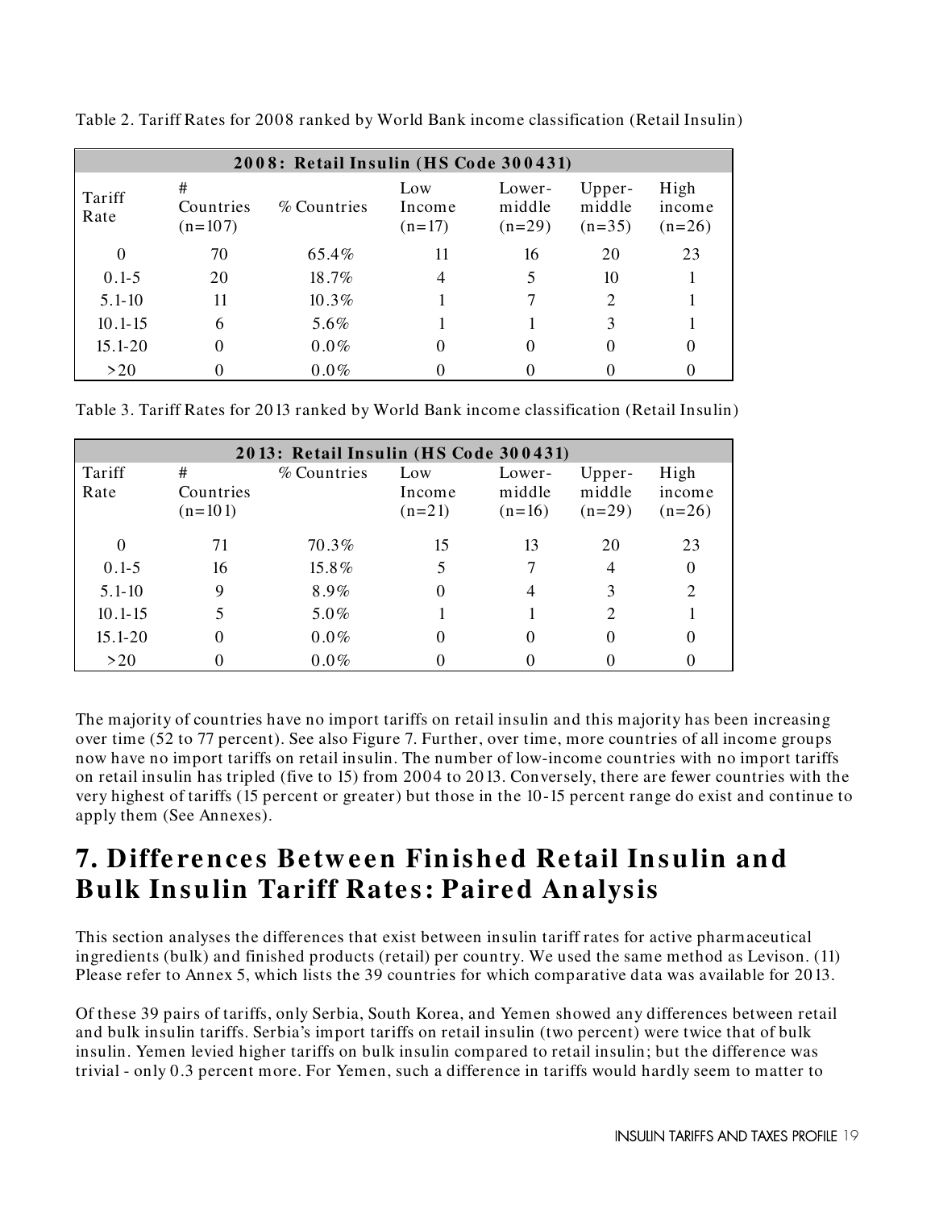Table 2. Tariff Rates for 2008 ranked by World Bank income classification (Retail Insulin)

| 2008: Retail Insulin (HS Code 300431) | | | | | | |
|---|---|---|---|---|---|---|
| Tariff Rate | # Countries (n=107) | % Countries | Low Income (n=17) | Lower-middle (n=29) | Upper-middle (n=35) | High income (n=26) |
| 0 | 70 | 65.4% | 11 | 16 | 20 | 23 |
| 0.1-5 | 20 | 18.7% | 4 | 5 | 10 | 1 |
| 5.1-10 | 11 | 10.3% | 1 | 7 | 2 | 1 |
| 10.1-15 | 6 | 5.6% | 1 | 1 | 3 | 1 |
| 15.1-20 | 0 | 0.0% | 0 | 0 | 0 | 0 |
| >20 | 0 | 0.0% | 0 | 0 | 0 | 0 |

Table 3. Tariff Rates for 2013 ranked by World Bank income classification (Retail Insulin)

| 2013: Retail Insulin (HS Code 300431) | | | | | | |
|---|---|---|---|---|---|---|
| Tariff Rate | # Countries (n=101) | % Countries | Low Income (n=21) | Lower-middle (n=16) | Upper-middle (n=29) | High income (n=26) |
| 0 | 71 | 70.3% | 15 | 13 | 20 | 23 |
| 0.1-5 | 16 | 15.8% | 5 | 7 | 4 | 0 |
| 5.1-10 | 9 | 8.9% | 0 | 4 | 3 | 2 |
| 10.1-15 | 5 | 5.0% | 1 | 1 | 2 | 1 |
| 15.1-20 | 0 | 0.0% | 0 | 0 | 0 | 0 |
| >20 | 0 | 0.0% | 0 | 0 | 0 | 0 |

The majority of countries have no import tariffs on retail insulin and this majority has been increasing over time (52 to 77 percent). See also Figure 7. Further, over time, more countries of all income groups now have no import tariffs on retail insulin. The number of low-income countries with no import tariffs on retail insulin has tripled (five to 15) from 2004 to 2013. Conversely, there are fewer countries with the very highest of tariffs (15 percent or greater) but those in the 10-15 percent range do exist and continue to apply them (See Annexes).

# 7. Differences Between Finished Retail Insulin and Bulk Insulin Tariff Rates: Paired Analysis

This section analyses the differences that exist between insulin tariff rates for active pharmaceutical ingredients (bulk) and finished products (retail) per country. We used the same method as Levison. (11) Please refer to Annex 5, which lists the 39 countries for which comparative data was available for 2013.

Of these 39 pairs of tariffs, only Serbia, South Korea, and Yemen showed any differences between retail and bulk insulin tariffs. Serbia's import tariffs on retail insulin (two percent) were twice that of bulk insulin. Yemen levied higher tariffs on bulk insulin compared to retail insulin; but the difference was trivial - only 0.3 percent more. For Yemen, such a difference in tariffs would hardly seem to matter to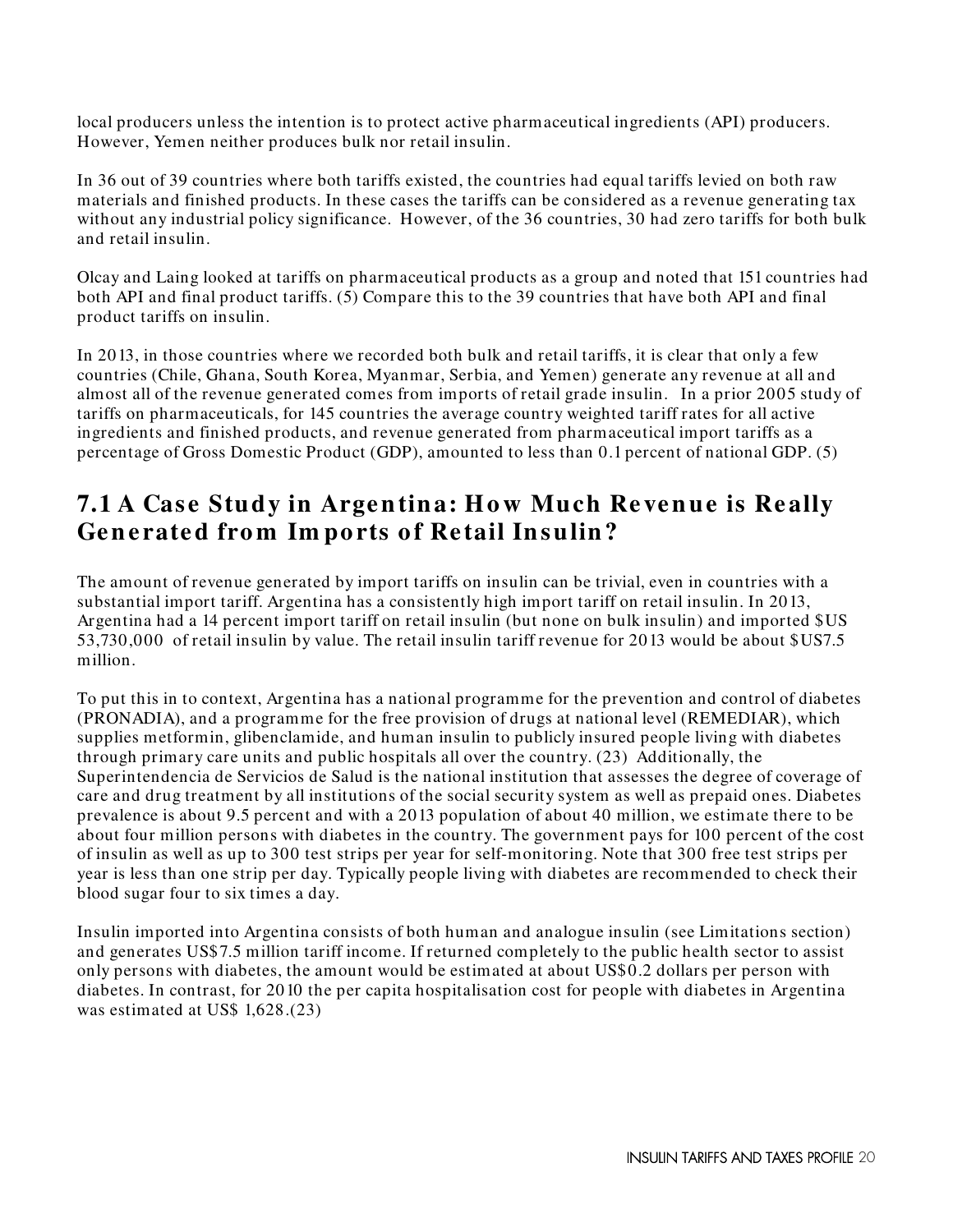local producers unless the intention is to protect active pharmaceutical ingredients (API) producers. However, Yemen neither produces bulk nor retail insulin.

In 36 out of 39 countries where both tariffs existed, the countries had equal tariffs levied on both raw materials and finished products. In these cases the tariffs can be considered as a revenue generating tax without any industrial policy significance. However, of the 36 countries, 30 had zero tariffs for both bulk and retail insulin.

Olcay and Laing looked at tariffs on pharmaceutical products as a group and noted that 151 countries had both API and final product tariffs. (5) Compare this to the 39 countries that have both API and final product tariffs on insulin.

In 2013, in those countries where we recorded both bulk and retail tariffs, it is clear that only a few countries (Chile, Ghana, South Korea, Myanmar, Serbia, and Yemen) generate any revenue at all and almost all of the revenue generated comes from imports of retail grade insulin. In a prior 2005 study of tariffs on pharmaceuticals, for 145 countries the average country weighted tariff rates for all active ingredients and finished products, and revenue generated from pharmaceutical import tariffs as a percentage of Gross Domestic Product (GDP), amounted to less than 0.1 percent of national GDP. (5)

## 7.1 A Case Study in Argentina: How Much Revenue is Really Generated from Imports of Retail Insulin?

The amount of revenue generated by import tariffs on insulin can be trivial, even in countries with a substantial import tariff. Argentina has a consistently high import tariff on retail insulin. In 2013, Argentina had a 14 percent import tariff on retail insulin (but none on bulk insulin) and imported $US 53,730,000 of retail insulin by value. The retail insulin tariff revenue for 2013 would be about $US7.5 million.

To put this in to context, Argentina has a national programme for the prevention and control of diabetes (PRONADIA), and a programme for the free provision of drugs at national level (REMEDIAR), which supplies metformin, glibenclamide, and human insulin to publicly insured people living with diabetes through primary care units and public hospitals all over the country. (23) Additionally, the Superintendencia de Servicios de Salud is the national institution that assesses the degree of coverage of care and drug treatment by all institutions of the social security system as well as prepaid ones. Diabetes prevalence is about 9.5 percent and with a 2013 population of about 40 million, we estimate there to be about four million persons with diabetes in the country. The government pays for 100 percent of the cost of insulin as well as up to 300 test strips per year for self-monitoring. Note that 300 free test strips per year is less than one strip per day. Typically people living with diabetes are recommended to check their blood sugar four to six times a day.

Insulin imported into Argentina consists of both human and analogue insulin (see Limitations section) and generates US$7.5 million tariff income. If returned completely to the public health sector to assist only persons with diabetes, the amount would be estimated at about US$0.2 dollars per person with diabetes. In contrast, for 2010 the per capita hospitalisation cost for people with diabetes in Argentina was estimated at US$ 1,628.(23)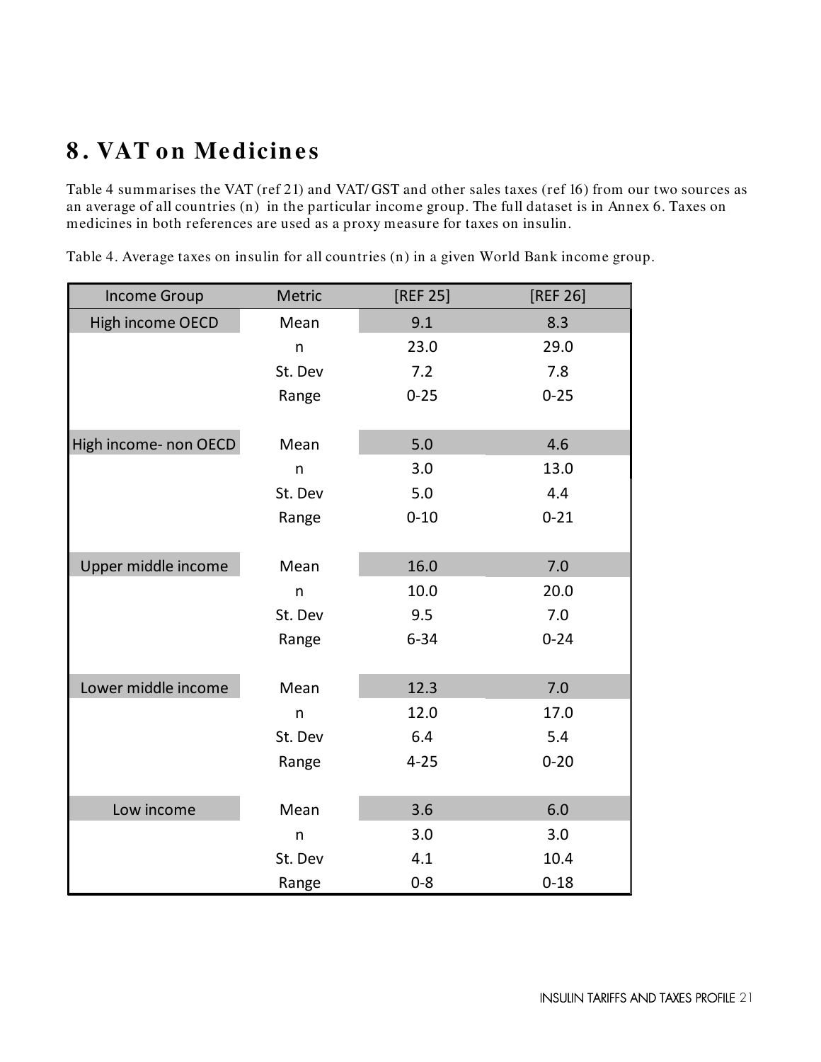# 8. VAT on Medicines

Table 4 summarises the VAT (ref 21) and VAT/GST and other sales taxes (ref 16) from our two sources as an average of all countries (n) in the particular income group. The full dataset is in Annex 6. Taxes on medicines in both references are used as a proxy measure for taxes on insulin.

Table 4. Average taxes on insulin for all countries (n) in a given World Bank income group.

| Income Group | Metric | [REF 25] | [REF 26] |
|---|---|---|---|
| High income OECD | Mean | 9.1 | 8.3 |
| | n | 23.0 | 29.0 |
| | St. Dev | 7.2 | 7.8 |
| | Range | 0-25 | 0-25 |
| High income- non OECD | Mean | 5.0 | 4.6 |
| | n | 3.0 | 13.0 |
| | St. Dev | 5.0 | 4.4 |
| | Range | 0-10 | 0-21 |
| Upper middle income | Mean | 16.0 | 7.0 |
| | n | 10.0 | 20.0 |
| | St. Dev | 9.5 | 7.0 |
| | Range | 6-34 | 0-24 |
| Lower middle income | Mean | 12.3 | 7.0 |
| | n | 12.0 | 17.0 |
| | St. Dev | 6.4 | 5.4 |
| | Range | 4-25 | 0-20 |
| Low income | Mean | 3.6 | 6.0 |
| | n | 3.0 | 3.0 |
| | St. Dev | 4.1 | 10.4 |
| | Range | 0-8 | 0-18 |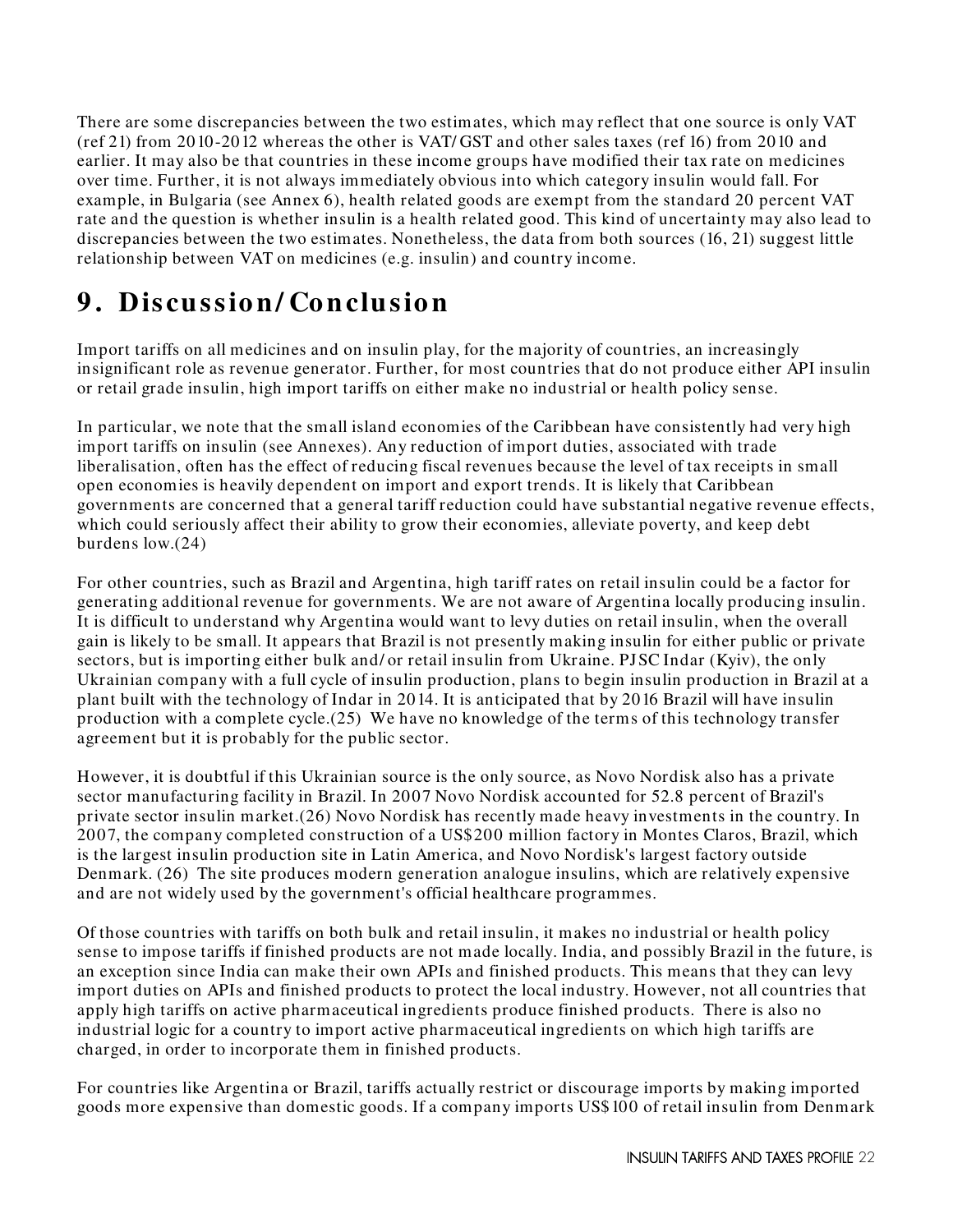There are some discrepancies between the two estimates, which may reflect that one source is only VAT (ref 21) from 2010-2012 whereas the other is VAT/GST and other sales taxes (ref 16) from 2010 and earlier. It may also be that countries in these income groups have modified their tax rate on medicines over time. Further, it is not always immediately obvious into which category insulin would fall. For example, in Bulgaria (see Annex 6), health related goods are exempt from the standard 20 percent VAT rate and the question is whether insulin is a health related good. This kind of uncertainty may also lead to discrepancies between the two estimates. Nonetheless, the data from both sources (16, 21) suggest little relationship between VAT on medicines (e.g. insulin) and country income.

# 9. Discussion/Conclusion

Import tariffs on all medicines and on insulin play, for the majority of countries, an increasingly insignificant role as revenue generator. Further, for most countries that do not produce either API insulin or retail grade insulin, high import tariffs on either make no industrial or health policy sense.

In particular, we note that the small island economies of the Caribbean have consistently had very high import tariffs on insulin (see Annexes). Any reduction of import duties, associated with trade liberalisation, often has the effect of reducing fiscal revenues because the level of tax receipts in small open economies is heavily dependent on import and export trends. It is likely that Caribbean governments are concerned that a general tariff reduction could have substantial negative revenue effects, which could seriously affect their ability to grow their economies, alleviate poverty, and keep debt burdens low.(24)

For other countries, such as Brazil and Argentina, high tariff rates on retail insulin could be a factor for generating additional revenue for governments. We are not aware of Argentina locally producing insulin. It is difficult to understand why Argentina would want to levy duties on retail insulin, when the overall gain is likely to be small. It appears that Brazil is not presently making insulin for either public or private sectors, but is importing either bulk and/or retail insulin from Ukraine. PJSC Indar (Kyiv), the only Ukrainian company with a full cycle of insulin production, plans to begin insulin production in Brazil at a plant built with the technology of Indar in 2014. It is anticipated that by 2016 Brazil will have insulin production with a complete cycle.(25) We have no knowledge of the terms of this technology transfer agreement but it is probably for the public sector.

However, it is doubtful if this Ukrainian source is the only source, as Novo Nordisk also has a private sector manufacturing facility in Brazil. In 2007 Novo Nordisk accounted for 52.8 percent of Brazil's private sector insulin market.(26) Novo Nordisk has recently made heavy investments in the country. In 2007, the company completed construction of a US$200 million factory in Montes Claros, Brazil, which is the largest insulin production site in Latin America, and Novo Nordisk's largest factory outside Denmark. (26) The site produces modern generation analogue insulins, which are relatively expensive and are not widely used by the government's official healthcare programmes.

Of those countries with tariffs on both bulk and retail insulin, it makes no industrial or health policy sense to impose tariffs if finished products are not made locally. India, and possibly Brazil in the future, is an exception since India can make their own APIs and finished products. This means that they can levy import duties on APIs and finished products to protect the local industry. However, not all countries that apply high tariffs on active pharmaceutical ingredients produce finished products. There is also no industrial logic for a country to import active pharmaceutical ingredients on which high tariffs are charged, in order to incorporate them in finished products.

For countries like Argentina or Brazil, tariffs actually restrict or discourage imports by making imported goods more expensive than domestic goods. If a company imports US$100 of retail insulin from Denmark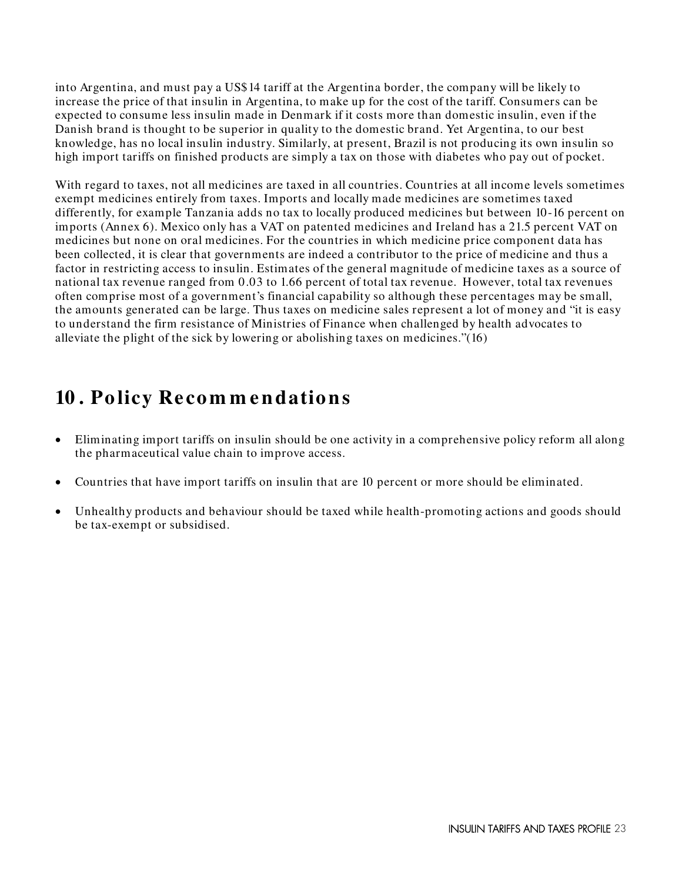into Argentina, and must pay a US$14 tariff at the Argentina border, the company will be likely to increase the price of that insulin in Argentina, to make up for the cost of the tariff. Consumers can be expected to consume less insulin made in Denmark if it costs more than domestic insulin, even if the Danish brand is thought to be superior in quality to the domestic brand. Yet Argentina, to our best knowledge, has no local insulin industry. Similarly, at present, Brazil is not producing its own insulin so high import tariffs on finished products are simply a tax on those with diabetes who pay out of pocket.

With regard to taxes, not all medicines are taxed in all countries. Countries at all income levels sometimes exempt medicines entirely from taxes. Imports and locally made medicines are sometimes taxed differently, for example Tanzania adds no tax to locally produced medicines but between 10-16 percent on imports (Annex 6). Mexico only has a VAT on patented medicines and Ireland has a 21.5 percent VAT on medicines but none on oral medicines. For the countries in which medicine price component data has been collected, it is clear that governments are indeed a contributor to the price of medicine and thus a factor in restricting access to insulin. Estimates of the general magnitude of medicine taxes as a source of national tax revenue ranged from 0.03 to 1.66 percent of total tax revenue. However, total tax revenues often comprise most of a government's financial capability so although these percentages may be small, the amounts generated can be large. Thus taxes on medicine sales represent a lot of money and "it is easy to understand the firm resistance of Ministries of Finance when challenged by health advocates to alleviate the plight of the sick by lowering or abolishing taxes on medicines."(16)

# 10. Policy Recommendations

- Eliminating import tariffs on insulin should be one activity in a comprehensive policy reform all along the pharmaceutical value chain to improve access.
- Countries that have import tariffs on insulin that are 10 percent or more should be eliminated.
- Unhealthy products and behaviour should be taxed while health-promoting actions and goods should be tax-exempt or subsidised.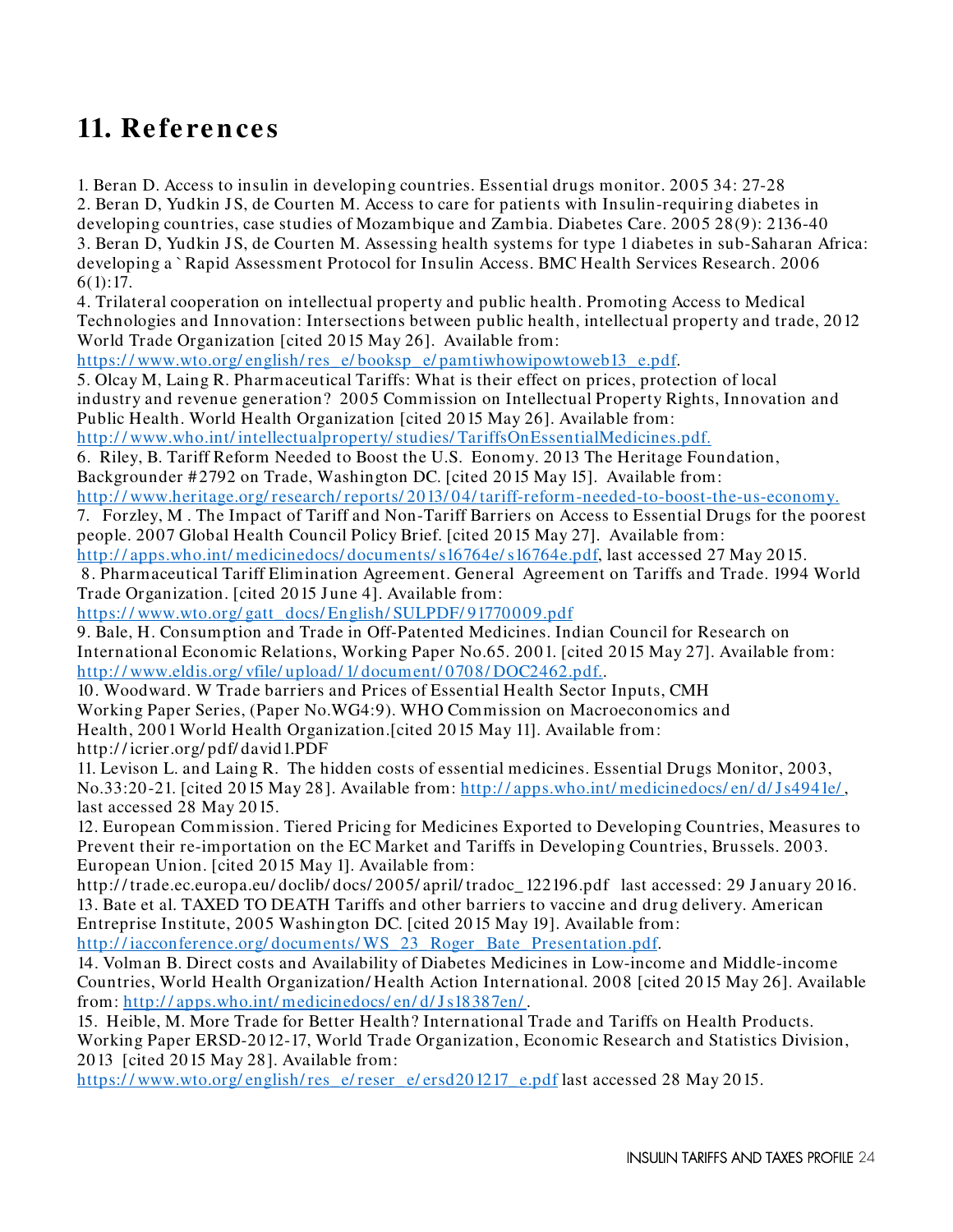# 11. References

1. Beran D. Access to insulin in developing countries. Essential drugs monitor. 2005 34: 27-28
2. Beran D, Yudkin JS, de Courten M. Access to care for patients with Insulin-requiring diabetes in developing countries, case studies of Mozambique and Zambia. Diabetes Care. 2005 28(9): 2136-40
3. Beran D, Yudkin JS, de Courten M. Assessing health systems for type 1 diabetes in sub-Saharan Africa: developing a `Rapid Assessment Protocol for Insulin Access. BMC Health Services Research. 2006 6(1):17.
4. Trilateral cooperation on intellectual property and public health. Promoting Access to Medical Technologies and Innovation: Intersections between public health, intellectual property and trade, 2012 World Trade Organization [cited 2015 May 26]. Available from: https://www.wto.org/english/res_e/booksp_e/pamtiwhowipowtoweb13_e.pdf.
5. Olcay M, Laing R. Pharmaceutical Tariffs: What is their effect on prices, protection of local industry and revenue generation? 2005 Commission on Intellectual Property Rights, Innovation and Public Health. World Health Organization [cited 2015 May 26]. Available from: http://www.who.int/intellectualproperty/studies/TariffsOnEssentialMedicines.pdf.
6. Riley, B. Tariff Reform Needed to Boost the U.S. Eonomy. 2013 The Heritage Foundation, Backgrounder #2792 on Trade, Washington DC. [cited 2015 May 15]. Available from: http://www.heritage.org/research/reports/2013/04/tariff-reform-needed-to-boost-the-us-economy.
7. Forzley, M . The Impact of Tariff and Non-Tariff Barriers on Access to Essential Drugs for the poorest people. 2007 Global Health Council Policy Brief. [cited 2015 May 27]. Available from: http://apps.who.int/medicinedocs/documents/s16764e/s16764e.pdf, last accessed 27 May 2015.
8. Pharmaceutical Tariff Elimination Agreement. General Agreement on Tariffs and Trade. 1994 World Trade Organization. [cited 2015 June 4]. Available from: https://www.wto.org/gatt_docs/English/SULPDF/91770009.pdf
9. Bale, H. Consumption and Trade in Off-Patented Medicines. Indian Council for Research on International Economic Relations, Working Paper No.65. 2001. [cited 2015 May 27]. Available from: http://www.eldis.org/vfile/upload/1/document/0708/DOC2462.pdf..
10. Woodward. W Trade barriers and Prices of Essential Health Sector Inputs, CMH Working Paper Series, (Paper No.WG4:9). WHO Commission on Macroeconomics and Health, 2001 World Health Organization.[cited 2015 May 11]. Available from: http://icrier.org/pdf/david1.PDF
11. Levison L. and Laing R. The hidden costs of essential medicines. Essential Drugs Monitor, 2003, No.33:20-21. [cited 2015 May 28]. Available from: http://apps.who.int/medicinedocs/en/d/Js4941e/, last accessed 28 May 2015.
12. European Commission. Tiered Pricing for Medicines Exported to Developing Countries, Measures to Prevent their re-importation on the EC Market and Tariffs in Developing Countries, Brussels. 2003. European Union. [cited 2015 May 1]. Available from: http://trade.ec.europa.eu/doclib/docs/2005/april/tradoc_122196.pdf last accessed: 29 January 2016.
13. Bate et al. TAXED TO DEATH Tariffs and other barriers to vaccine and drug delivery. American Entreprise Institute, 2005 Washington DC. [cited 2015 May 19]. Available from: http://iacconference.org/documents/WS_23_Roger_Bate_Presentation.pdf.
14. Volman B. Direct costs and Availability of Diabetes Medicines in Low-income and Middle-income Countries, World Health Organization/Health Action International. 2008 [cited 2015 May 26]. Available from: http://apps.who.int/medicinedocs/en/d/Js18387en/.
15. Heible, M. More Trade for Better Health? International Trade and Tariffs on Health Products. Working Paper ERSD-2012-17, World Trade Organization, Economic Research and Statistics Division, 2013 [cited 2015 May 28]. Available from: https://www.wto.org/english/res_e/reser_e/ersd201217_e.pdf last accessed 28 May 2015.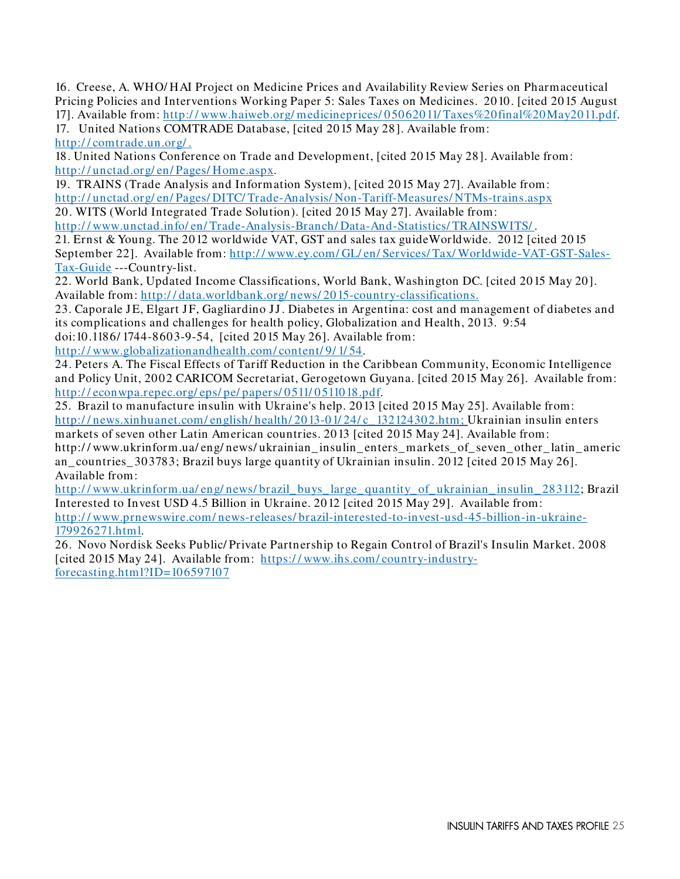16. Creese, A. WHO/HAI Project on Medicine Prices and Availability Review Series on Pharmaceutical Pricing Policies and Interventions Working Paper 5: Sales Taxes on Medicines. 2010. [cited 2015 August 17]. Available from: http://www.haiweb.org/medicineprices/05062011/Taxes%20final%20May2011.pdf.

17. United Nations COMTRADE Database, [cited 2015 May 28]. Available from: http://comtrade.un.org/.

18. United Nations Conference on Trade and Development, [cited 2015 May 28]. Available from: http://unctad.org/en/Pages/Home.aspx.

19. TRAINS (Trade Analysis and Information System), [cited 2015 May 27]. Available from: http://unctad.org/en/Pages/DITC/Trade-Analysis/Non-Tariff-Measures/NTMs-trains.aspx

20. WITS (World Integrated Trade Solution). [cited 2015 May 27]. Available from: http://www.unctad.info/en/Trade-Analysis-Branch/Data-And-Statistics/TRAINSWITS/.

21. Ernst & Young. The 2012 worldwide VAT, GST and sales tax guideWorldwide. 2012 [cited 2015 September 22]. Available from: http://www.ey.com/GL/en/Services/Tax/Worldwide-VAT-GST-Sales-Tax-Guide ---Country-list.

22. World Bank, Updated Income Classifications, World Bank, Washington DC. [cited 2015 May 20]. Available from: http://data.worldbank.org/news/2015-country-classifications.

23. Caporale JE, Elgart JF, Gagliardino JJ. Diabetes in Argentina: cost and management of diabetes and its complications and challenges for health policy, Globalization and Health, 2013. 9:54 doi:10.1186/1744-8603-9-54, [cited 2015 May 26]. Available from: http://www.globalizationandhealth.com/content/9/1/54.

24. Peters A. The Fiscal Effects of Tariff Reduction in the Caribbean Community, Economic Intelligence and Policy Unit, 2002 CARICOM Secretariat, Gerogetown Guyana. [cited 2015 May 26]. Available from: http://econwpa.repec.org/eps/pe/papers/0511/0511018.pdf.

25. Brazil to manufacture insulin with Ukraine's help. 2013 [cited 2015 May 25]. Available from: http://news.xinhuanet.com/english/health/2013-01/24/c_132124302.htm; Ukrainian insulin enters markets of seven other Latin American countries. 2013 [cited 2015 May 24]. Available from: http://www.ukrinform.ua/eng/news/ukrainian_insulin_enters_markets_of_seven_other_latin_american_countries_303783; Brazil buys large quantity of Ukrainian insulin. 2012 [cited 2015 May 26]. Available from: http://www.ukrinform.ua/eng/news/brazil_buys_large_quantity_of_ukrainian_insulin_283112; Brazil Interested to Invest USD 4.5 Billion in Ukraine. 2012 [cited 2015 May 29]. Available from: http://www.prnewswire.com/news-releases/brazil-interested-to-invest-usd-45-billion-in-ukraine-179926271.html.

26. Novo Nordisk Seeks Public/Private Partnership to Regain Control of Brazil's Insulin Market. 2008 [cited 2015 May 24]. Available from: https://www.ihs.com/country-industry-forecasting.html?ID=106597107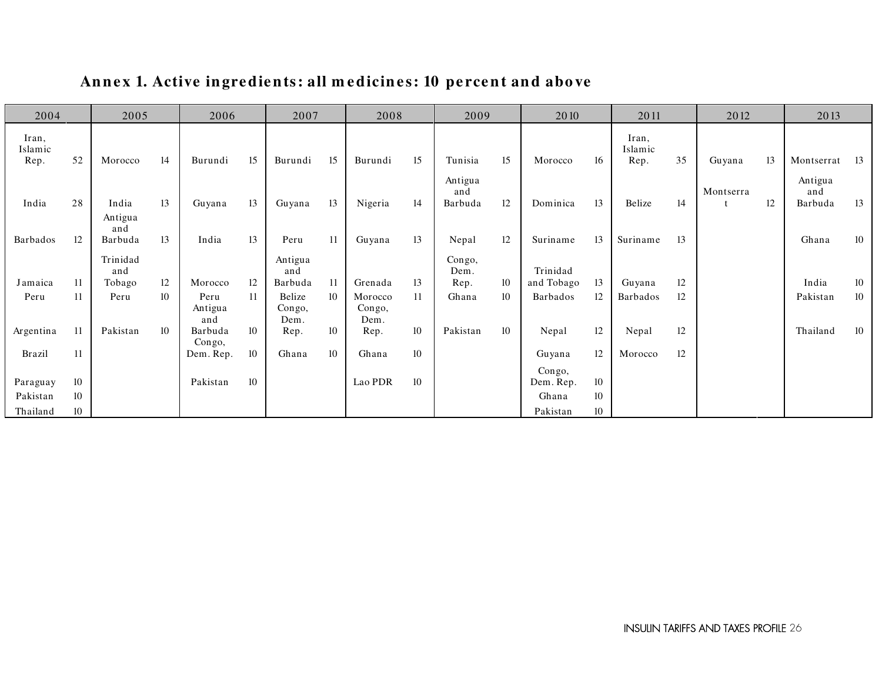## Annex 1. Active ingredients: all medicines: 10 percent and above

| 2004 | | 2005 | | 2006 | | 2007 | | 2008 | | 2009 | | 2010 | | 2011 | | 2012 | | 2013 | |
|---|---|---|---|---|---|---|---|---|---|---|---|---|---|---|---|---|---|---|---|
| Iran, Islamic Rep. | 52 | Morocco | 14 | Burundi | 15 | Burundi | 15 | Burundi | 15 | Tunisia | 15 | Morocco | 16 | Iran, Islamic Rep. | 35 | Guyana | 13 | Montserrat | 13 |
| India | 28 | India | 13 | Guyana | 13 | Guyana | 13 | Nigeria | 14 | Antigua and Barbuda | 12 | Dominica | 13 | Belize | 14 | Montserrat | 12 | Antigua and Barbuda | 13 |
| Barbados | 12 | Antigua and Barbuda | 13 | India | 13 | Peru | 11 | Guyana | 13 | Nepal | 12 | Suriname | 13 | Suriname | 13 | | | Ghana | 10 |
| Jamaica | 11 | Trinidad and Tobago | 12 | Morocco | 12 | Antigua and Barbuda | 11 | Grenada | 13 | Congo, Dem. Rep. | 10 | Trinidad and Tobago | 13 | Guyana | 12 | | | India | 10 |
| Peru | 11 | Peru | 10 | Peru | 11 | Belize | 10 | Morocco | 11 | Ghana | 10 | Barbados | 12 | Barbados | 12 | | | Pakistan | 10 |
| Argentina | 11 | Pakistan | 10 | Antigua and Barbuda | 10 | Congo, Dem. Rep. | 10 | Congo, Dem. Rep. | 10 | Pakistan | 10 | Nepal | 12 | Nepal | 12 | | | Thailand | 10 |
| Brazil | 11 | | | Congo, Dem. Rep. | 10 | Ghana | 10 | Ghana | 10 | | | Guyana | 12 | Morocco | 12 | | | | |
| Paraguay | 10 | | | Pakistan | 10 | | | Lao PDR | 10 | | | Congo, Dem. Rep. | 10 | | | | | | |
| Pakistan | 10 | | | | | | | | | | | Ghana | 10 | | | | | | |
| Thailand | 10 | | | | | | | | | | | Pakistan | 10 | | | | | | |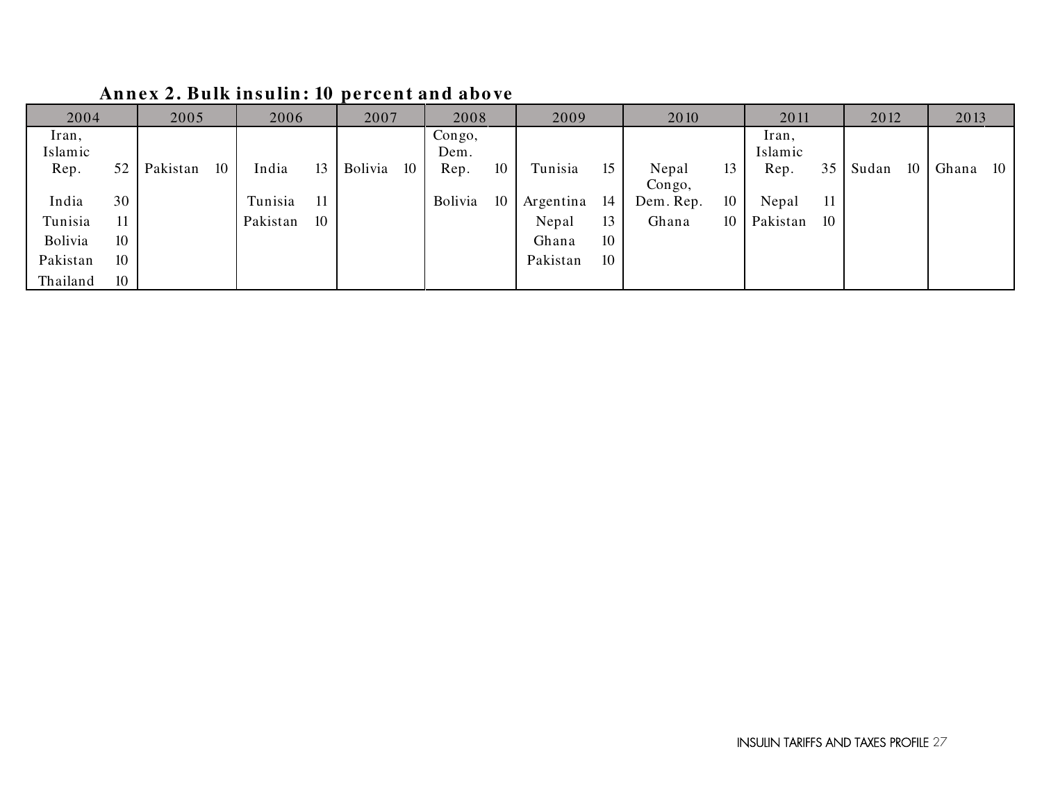## Annex 2. Bulk insulin: 10 percent and above

| 2004 | | 2005 | | 2006 | | 2007 | | 2008 | | 2009 | | 2010 | | 2011 | | 2012 | | 2013 | |
|---|---|---|---|---|---|---|---|---|---|---|---|---|---|---|---|---|---|---|---|
| Iran, Islamic Rep. | 52 | Pakistan | 10 | India | 13 | Bolivia | 10 | Congo, Dem. Rep. | 10 | Tunisia | 15 | Nepal | 13 | Iran, Islamic Rep. | 35 | Sudan | 10 | Ghana | 10 |
| India | 30 | | | Tunisia | 11 | | | Bolivia | 10 | Argentina | 14 | Congo, Dem. Rep. | 10 | Nepal | 11 | | | | |
| Tunisia | 11 | | | Pakistan | 10 | | | | | Nepal | 13 | Ghana | 10 | Pakistan | 10 | | | | |
| Bolivia | 10 | | | | | | | | | Ghana | 10 | | | | | | | | |
| Pakistan | 10 | | | | | | | | | Pakistan | 10 | | | | | | | | |
| Thailand | 10 | | | | | | | | | | | | | | | | | | |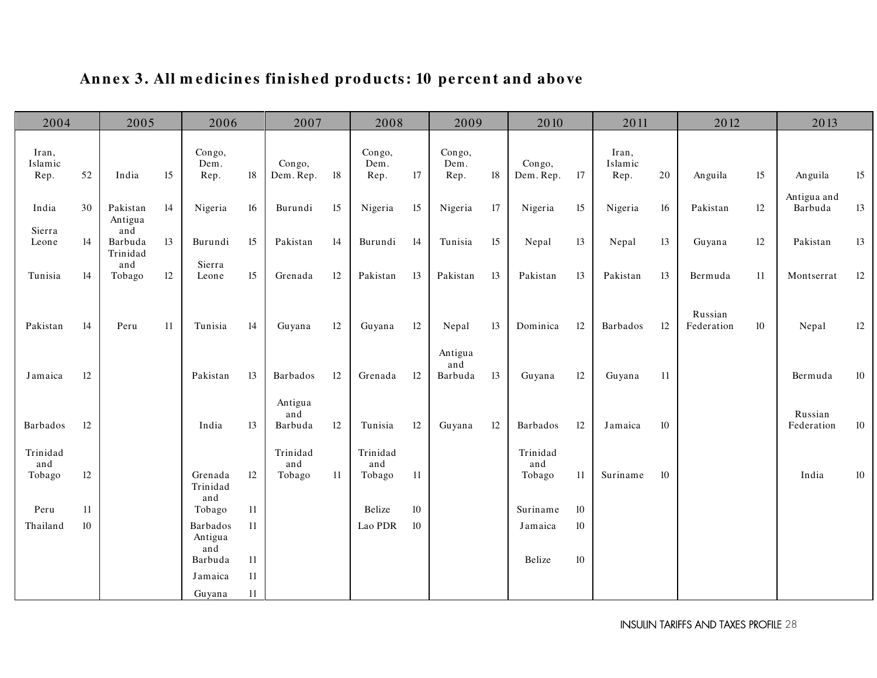## Annex 3. All medicines finished products: 10 percent and above

| 2004 | | 2005 | | 2006 | | 2007 | | 2008 | | 2009 | | 2010 | | 2011 | | 2012 | | 2013 | |
|---|---|---|---|---|---|---|---|---|---|---|---|---|---|---|---|---|---|---|---|
| Iran, Islamic Rep. | 52 | India | 15 | Congo, Dem. Rep. | 18 | Congo, Dem. Rep. | 18 | Congo, Dem. Rep. | 17 | Congo, Dem. Rep. | 18 | Congo, Dem. Rep. | 17 | Iran, Islamic Rep. | 20 | Anguila | 15 | Anguila | 15 |
| India | 30 | Pakistan | 14 | Nigeria | 16 | Burundi | 15 | Nigeria | 15 | Nigeria | 17 | Nigeria | 15 | Nigeria | 16 | Pakistan | 12 | Antigua and Barbuda | 13 |
| Sierra Leone | 14 | Antigua and Barbuda | 13 | Burundi | 15 | Pakistan | 14 | Burundi | 14 | Tunisia | 15 | Nepal | 13 | Nepal | 13 | Guyana | 12 | Pakistan | 13 |
| Tunisia | 14 | Trinidad and Tobago | 12 | Sierra Leone | 15 | Grenada | 12 | Pakistan | 13 | Pakistan | 13 | Pakistan | 13 | Pakistan | 13 | Bermuda | 11 | Montserrat | 12 |
| Pakistan | 14 | Peru | 11 | Tunisia | 14 | Guyana | 12 | Guyana | 12 | Nepal | 13 | Dominica | 12 | Barbados | 12 | Russian Federation | 10 | Nepal | 12 |
| Jamaica | 12 | | | Pakistan | 13 | Barbados | 12 | Grenada | 12 | Antigua and Barbuda | 13 | Guyana | 12 | Guyana | 11 | | | Bermuda | 10 |
| Barbados | 12 | | | India | 13 | Antigua and Barbuda | 12 | Tunisia | 12 | Guyana | 12 | Barbados | 12 | Jamaica | 10 | | | Russian Federation | 10 |
| Trinidad and Tobago | 12 | | | Grenada | 12 | Trinidad and Tobago | 11 | Trinidad and Tobago | 11 | | | Trinidad and Tobago | 11 | Suriname | 10 | | | India | 10 |
| Peru | 11 | | | Trinidad and Tobago | 11 | | | Belize | 10 | | | Suriname | 10 | | | | | | |
| Thailand | 10 | | | Barbados | 11 | | | Lao PDR | 10 | | | Jamaica | 10 | | | | | | |
| | | | | Antigua and Barbuda | 11 | | | | | | | Belize | 10 | | | | | | |
| | | | | Jamaica | 11 | | | | | | | | | | | | | | |
| | | | | Guyana | 11 | | | | | | | | | | | | | | |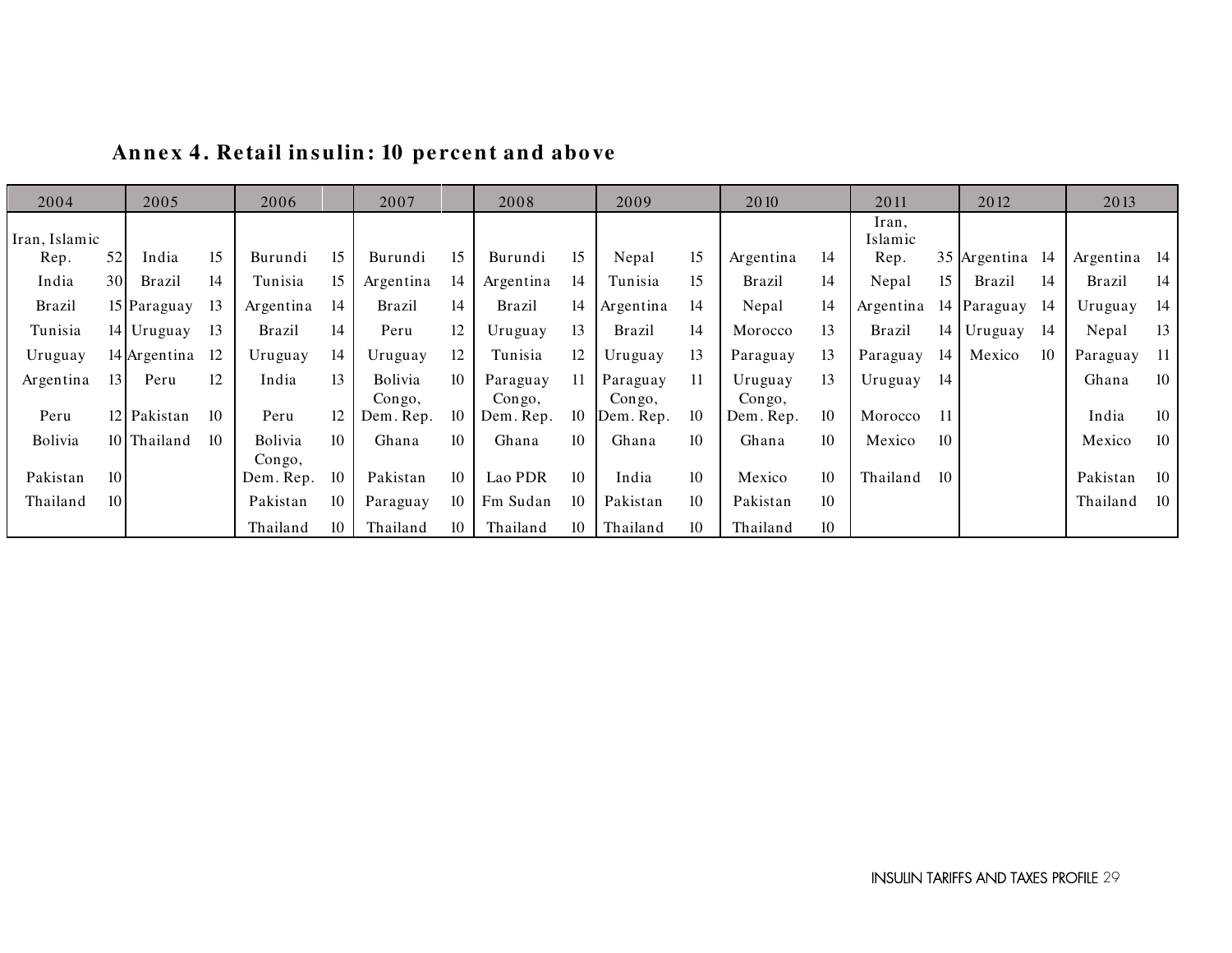## Annex 4. Retail insulin: 10 percent and above

| 2004 | | 2005 | | 2006 | | 2007 | | 2008 | | 2009 | | 2010 | | 2011 | | 2012 | | 2013 | |
|---|---|---|---|---|---|---|---|---|---|---|---|---|---|---|---|---|---|---|---|
| Iran, Islamic Rep. | 52 | India | 15 | Burundi | 15 | Burundi | 15 | Burundi | 15 | Nepal | 15 | Argentina | 14 | Iran, Islamic Rep. | 35 | Argentina | 14 | Argentina | 14 |
| India | 30 | Brazil | 14 | Tunisia | 15 | Argentina | 14 | Argentina | 14 | Tunisia | 15 | Brazil | 14 | Nepal | 15 | Brazil | 14 | Brazil | 14 |
| Brazil | 15 | Paraguay | 13 | Argentina | 14 | Brazil | 14 | Brazil | 14 | Argentina | 14 | Nepal | 14 | Argentina | 14 | Paraguay | 14 | Uruguay | 14 |
| Tunisia | 14 | Uruguay | 13 | Brazil | 14 | Peru | 12 | Uruguay | 13 | Brazil | 14 | Morocco | 13 | Brazil | 14 | Uruguay | 14 | Nepal | 13 |
| Uruguay | 14 | Argentina | 12 | Uruguay | 14 | Uruguay | 12 | Tunisia | 12 | Uruguay | 13 | Paraguay | 13 | Paraguay | 14 | Mexico | 10 | Paraguay | 11 |
| Argentina | 13 | Peru | 12 | India | 13 | Bolivia | 10 | Paraguay | 11 | Paraguay | 11 | Uruguay | 13 | Uruguay | 14 | | | Ghana | 10 |
| Peru | 12 | Pakistan | 10 | Peru | 12 | Congo, Dem. Rep. | 10 | Congo, Dem. Rep. | 10 | Congo, Dem. Rep. | 10 | Congo, Dem. Rep. | 10 | Morocco | 11 | | | India | 10 |
| Bolivia | 10 | Thailand | 10 | Bolivia | 10 | Ghana | 10 | Ghana | 10 | Ghana | 10 | Ghana | 10 | Mexico | 10 | | | Mexico | 10 |
| Pakistan | 10 | | | Congo, Dem. Rep. | 10 | Pakistan | 10 | Lao PDR | 10 | India | 10 | Mexico | 10 | Thailand | 10 | | | Pakistan | 10 |
| Thailand | 10 | | | Pakistan | 10 | Paraguay | 10 | Fm Sudan | 10 | Pakistan | 10 | Pakistan | 10 | | | | | Thailand | 10 |
| | | | | Thailand | 10 | Thailand | 10 | Thailand | 10 | Thailand | 10 | Thailand | 10 | | | | | | |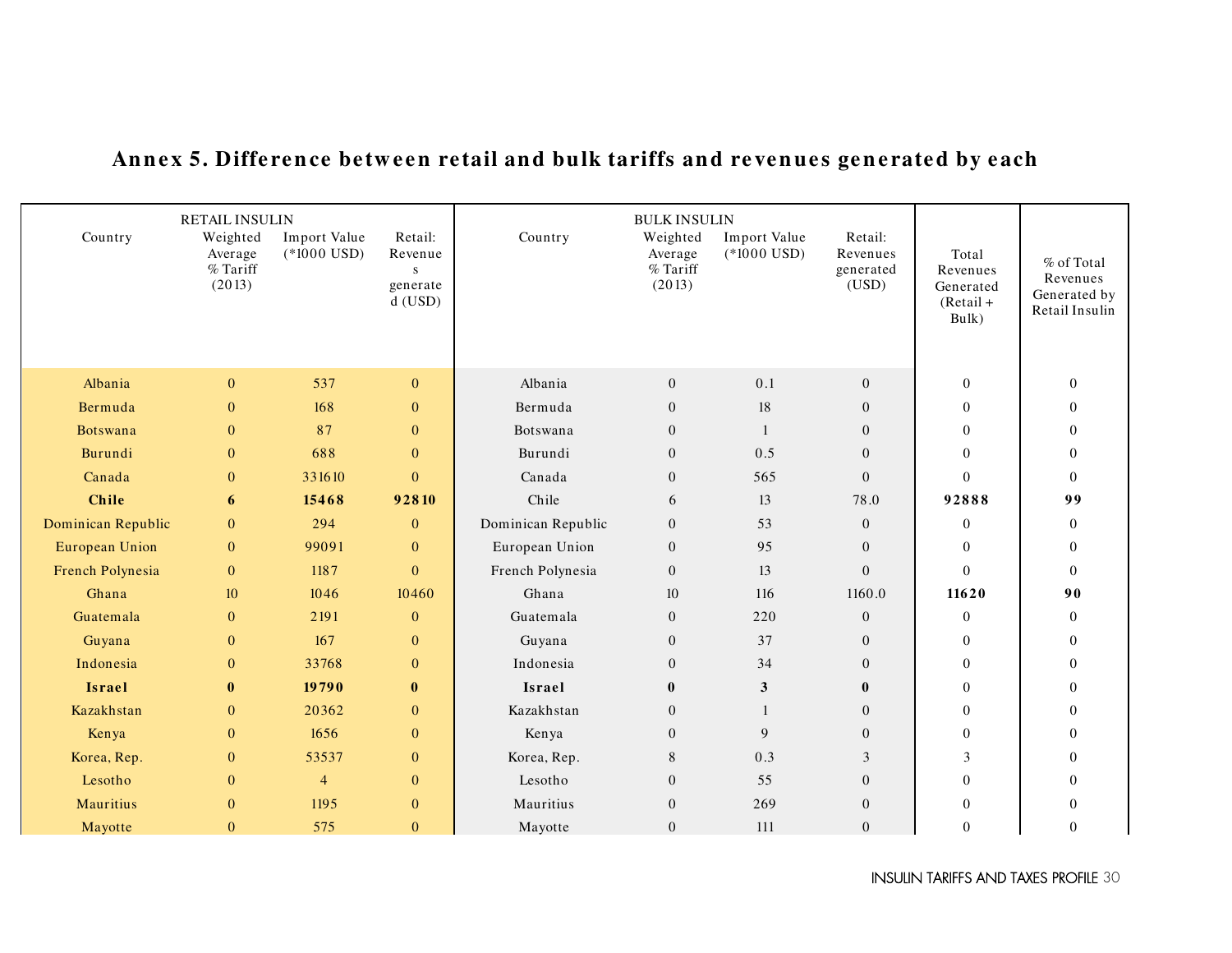# Annex 5. Difference between retail and bulk tariffs and revenues generated by each

| RETAIL INSULIN | | | | BULK INSULIN | | | | | |
|---|---|---|---|---|---|---|---|---|---|
| Country | Weighted Average % Tariff (2013) | Import Value (*1000 USD) | Retail: Revenues generated (USD) | Country | Weighted Average % Tariff (2013) | Import Value (*1000 USD) | Retail: Revenues generated (USD) | Total Revenues Generated (Retail + Bulk) | % of Total Revenues Generated by Retail Insulin |
| Albania | 0 | 537 | 0 | Albania | 0 | 0.1 | 0 | 0 | 0 |
| Bermuda | 0 | 168 | 0 | Bermuda | 0 | 18 | 0 | 0 | 0 |
| Botswana | 0 | 87 | 0 | Botswana | 0 | 1 | 0 | 0 | 0 |
| Burundi | 0 | 688 | 0 | Burundi | 0 | 0.5 | 0 | 0 | 0 |
| Canada | 0 | 331610 | 0 | Canada | 0 | 565 | 0 | 0 | 0 |
| **Chile** | **6** | **15468** | **92810** | Chile | 6 | 13 | 78.0 | **92888** | **99** |
| Dominican Republic | 0 | 294 | 0 | Dominican Republic | 0 | 53 | 0 | 0 | 0 |
| European Union | 0 | 99091 | 0 | European Union | 0 | 95 | 0 | 0 | 0 |
| French Polynesia | 0 | 1187 | 0 | French Polynesia | 0 | 13 | 0 | 0 | 0 |
| Ghana | 10 | 1046 | 10460 | Ghana | 10 | 116 | 1160.0 | **11620** | **90** |
| Guatemala | 0 | 2191 | 0 | Guatemala | 0 | 220 | 0 | 0 | 0 |
| Guyana | 0 | 167 | 0 | Guyana | 0 | 37 | 0 | 0 | 0 |
| Indonesia | 0 | 33768 | 0 | Indonesia | 0 | 34 | 0 | 0 | 0 |
| **Israel** | **0** | **19790** | **0** | **Israel** | **0** | **3** | **0** | 0 | 0 |
| Kazakhstan | 0 | 20362 | 0 | Kazakhstan | 0 | 1 | 0 | 0 | 0 |
| Kenya | 0 | 1656 | 0 | Kenya | 0 | 9 | 0 | 0 | 0 |
| Korea, Rep. | 0 | 53537 | 0 | Korea, Rep. | 8 | 0.3 | 3 | 3 | 0 |
| Lesotho | 0 | 4 | 0 | Lesotho | 0 | 55 | 0 | 0 | 0 |
| Mauritius | 0 | 1195 | 0 | Mauritius | 0 | 269 | 0 | 0 | 0 |
| Mayotte | 0 | 575 | 0 | Mayotte | 0 | 111 | 0 | 0 | 0 |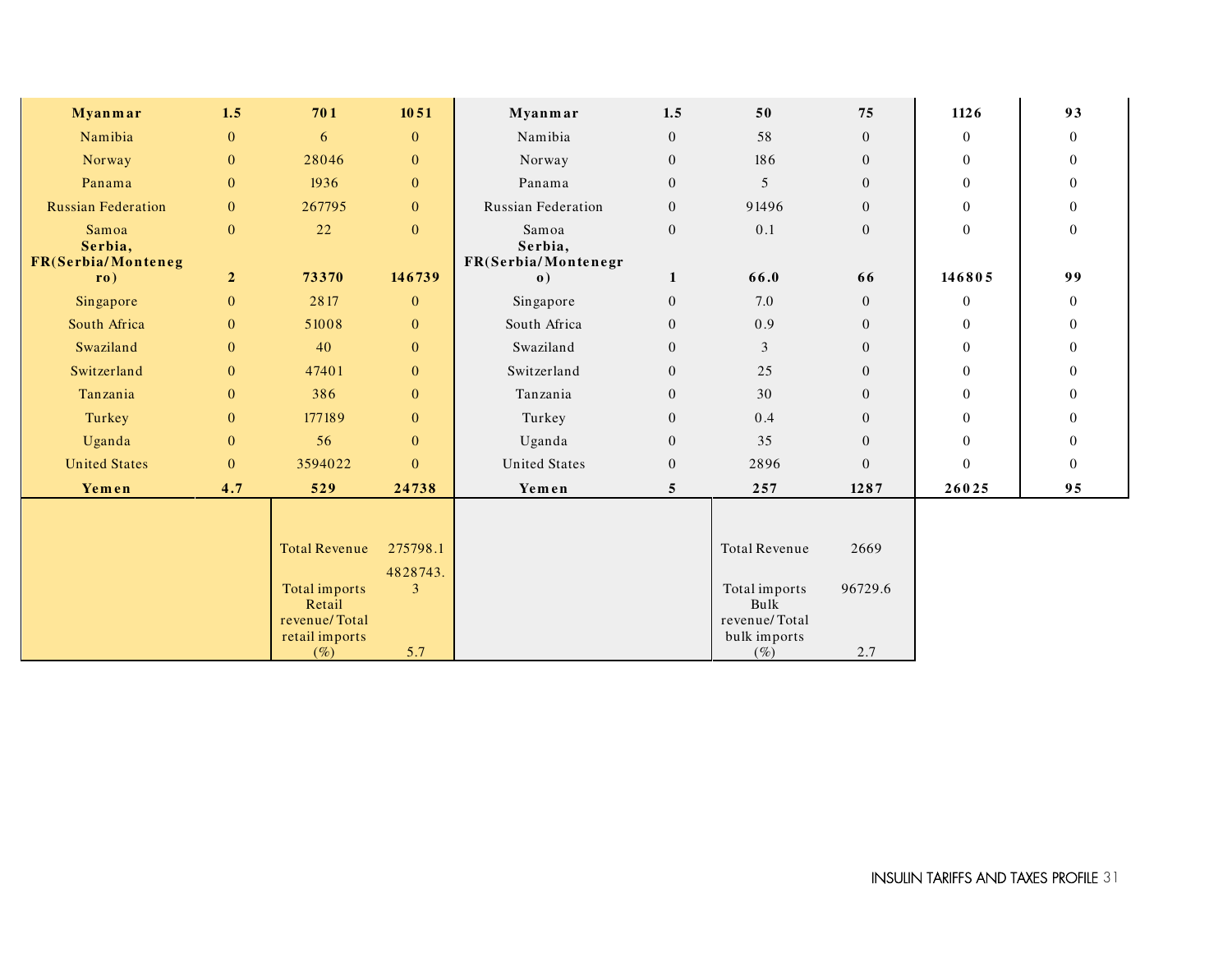| | | | | | | | | | |
|---|---|---|---|---|---|---|---|---|---|
| **Myanmar** | **1.5** | **701** | **1051** | **Myanmar** | **1.5** | **50** | **75** | **1126** | **93** |
| Namibia | 0 | 6 | 0 | Namibia | 0 | 58 | 0 | 0 | 0 |
| Norway | 0 | 28046 | 0 | Norway | 0 | 186 | 0 | 0 | 0 |
| Panama | 0 | 1936 | 0 | Panama | 0 | 5 | 0 | 0 | 0 |
| Russian Federation | 0 | 267795 | 0 | Russian Federation | 0 | 91496 | 0 | 0 | 0 |
| Samoa | 0 | 22 | 0 | Samoa | 0 | 0.1 | 0 | 0 | 0 |
| **Serbia, FR(Serbia/Montenegro)** | **2** | **73370** | **146739** | **Serbia, FR(Serbia/Montenegro)** | **1** | **66.0** | **66** | **146805** | **99** |
| Singapore | 0 | 2817 | 0 | Singapore | 0 | 7.0 | 0 | 0 | 0 |
| South Africa | 0 | 51008 | 0 | South Africa | 0 | 0.9 | 0 | 0 | 0 |
| Swaziland | 0 | 40 | 0 | Swaziland | 0 | 3 | 0 | 0 | 0 |
| Switzerland | 0 | 47401 | 0 | Switzerland | 0 | 25 | 0 | 0 | 0 |
| Tanzania | 0 | 386 | 0 | Tanzania | 0 | 30 | 0 | 0 | 0 |
| Turkey | 0 | 177189 | 0 | Turkey | 0 | 0.4 | 0 | 0 | 0 |
| Uganda | 0 | 56 | 0 | Uganda | 0 | 35 | 0 | 0 | 0 |
| United States | 0 | 3594022 | 0 | United States | 0 | 2896 | 0 | 0 | 0 |
| **Yemen** | **4.7** | **529** | **24738** | **Yemen** | **5** | **257** | **1287** | **26025** | **95** |
| | | Total Revenue | 275798.1 | | | Total Revenue | 2669 | | |
| | | Total imports | 4828743.3 | | | Total imports | 96729.6 | | |
| | | Retail revenue/Total retail imports (%) | 5.7 | | | Bulk revenue/Total bulk imports (%) | 2.7 | | |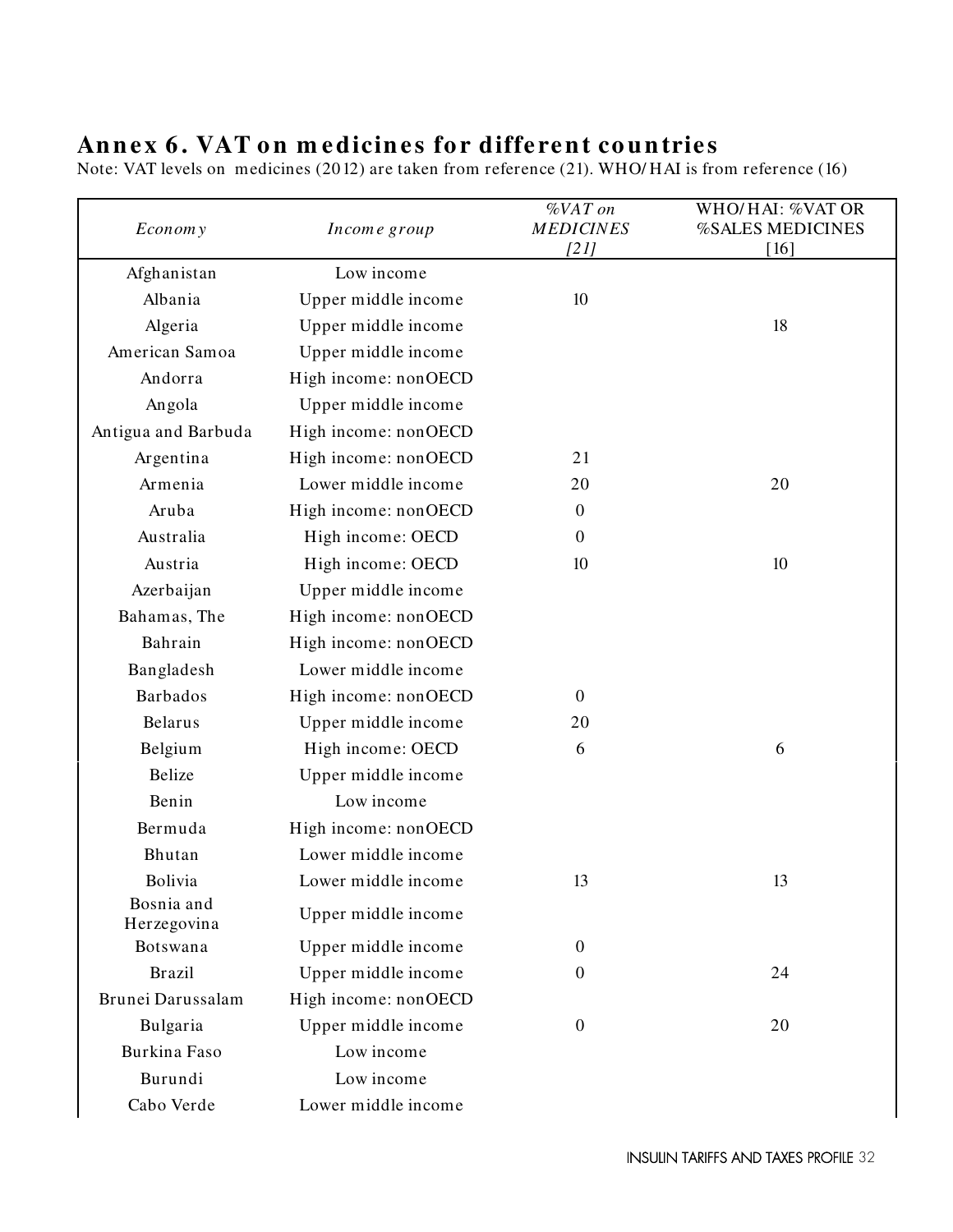## Annex 6. VAT on medicines for different countries

Note: VAT levels on medicines (2012) are taken from reference (21). WHO/HAI is from reference (16)

| *Economy* | *Income group* | *%VAT on MEDICINES [21]* | WHO/HAI: %VAT OR %SALES MEDICINES [16] |
|---|---|---|---|
| Afghanistan | Low income | | |
| Albania | Upper middle income | 10 | |
| Algeria | Upper middle income | | 18 |
| American Samoa | Upper middle income | | |
| Andorra | High income: nonOECD | | |
| Angola | Upper middle income | | |
| Antigua and Barbuda | High income: nonOECD | | |
| Argentina | High income: nonOECD | 21 | |
| Armenia | Lower middle income | 20 | 20 |
| Aruba | High income: nonOECD | 0 | |
| Australia | High income: OECD | 0 | |
| Austria | High income: OECD | 10 | 10 |
| Azerbaijan | Upper middle income | | |
| Bahamas, The | High income: nonOECD | | |
| Bahrain | High income: nonOECD | | |
| Bangladesh | Lower middle income | | |
| Barbados | High income: nonOECD | 0 | |
| Belarus | Upper middle income | 20 | |
| Belgium | High income: OECD | 6 | 6 |
| Belize | Upper middle income | | |
| Benin | Low income | | |
| Bermuda | High income: nonOECD | | |
| Bhutan | Lower middle income | | |
| Bolivia | Lower middle income | 13 | 13 |
| Bosnia and Herzegovina | Upper middle income | | |
| Botswana | Upper middle income | 0 | |
| Brazil | Upper middle income | 0 | 24 |
| Brunei Darussalam | High income: nonOECD | | |
| Bulgaria | Upper middle income | 0 | 20 |
| Burkina Faso | Low income | | |
| Burundi | Low income | | |
| Cabo Verde | Lower middle income | | |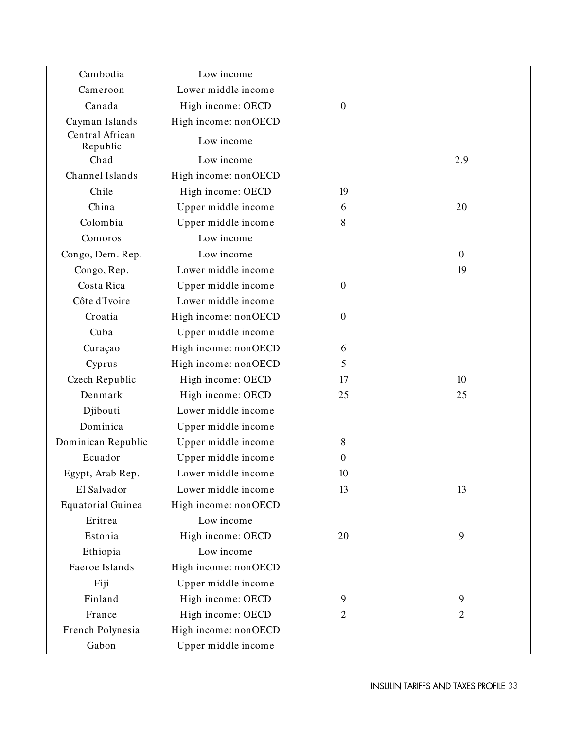| | | | |
|---|---|---|---|
| Cambodia | Low income | | |
| Cameroon | Lower middle income | | |
| Canada | High income: OECD | 0 | |
| Cayman Islands | High income: nonOECD | | |
| Central African Republic | Low income | | |
| Chad | Low income | | 2.9 |
| Channel Islands | High income: nonOECD | | |
| Chile | High income: OECD | 19 | |
| China | Upper middle income | 6 | 20 |
| Colombia | Upper middle income | 8 | |
| Comoros | Low income | | |
| Congo, Dem. Rep. | Low income | | 0 |
| Congo, Rep. | Lower middle income | | 19 |
| Costa Rica | Upper middle income | 0 | |
| Côte d'Ivoire | Lower middle income | | |
| Croatia | High income: nonOECD | 0 | |
| Cuba | Upper middle income | | |
| Curaçao | High income: nonOECD | 6 | |
| Cyprus | High income: nonOECD | 5 | |
| Czech Republic | High income: OECD | 17 | 10 |
| Denmark | High income: OECD | 25 | 25 |
| Djibouti | Lower middle income | | |
| Dominica | Upper middle income | | |
| Dominican Republic | Upper middle income | 8 | |
| Ecuador | Upper middle income | 0 | |
| Egypt, Arab Rep. | Lower middle income | 10 | |
| El Salvador | Lower middle income | 13 | 13 |
| Equatorial Guinea | High income: nonOECD | | |
| Eritrea | Low income | | |
| Estonia | High income: OECD | 20 | 9 |
| Ethiopia | Low income | | |
| Faeroe Islands | High income: nonOECD | | |
| Fiji | Upper middle income | | |
| Finland | High income: OECD | 9 | 9 |
| France | High income: OECD | 2 | 2 |
| French Polynesia | High income: nonOECD | | |
| Gabon | Upper middle income | | |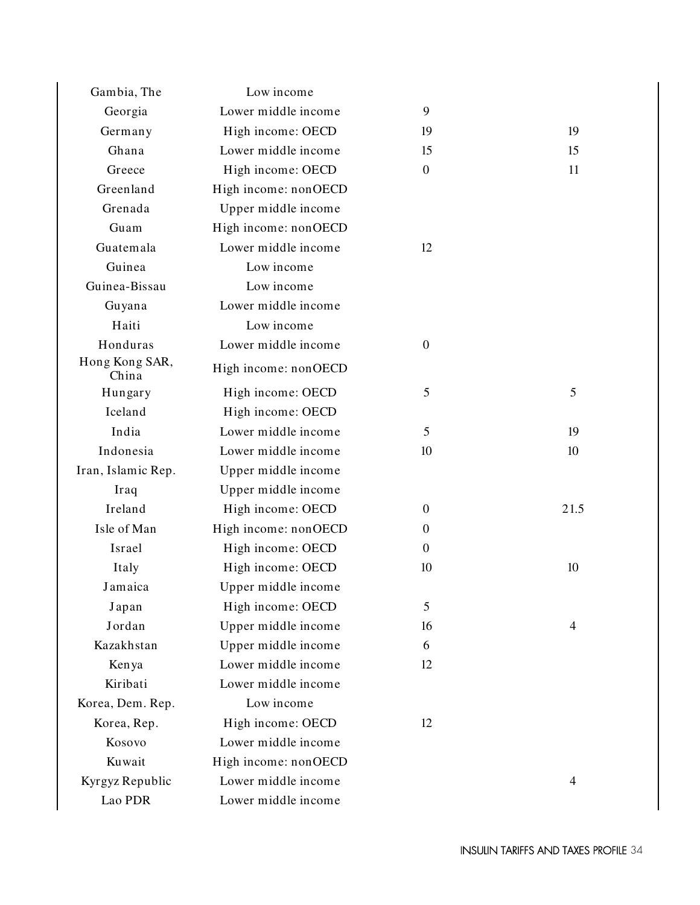| | | | |
|---|---|---|---|
| Gambia, The | Low income | | |
| Georgia | Lower middle income | 9 | |
| Germany | High income: OECD | 19 | 19 |
| Ghana | Lower middle income | 15 | 15 |
| Greece | High income: OECD | 0 | 11 |
| Greenland | High income: nonOECD | | |
| Grenada | Upper middle income | | |
| Guam | High income: nonOECD | | |
| Guatemala | Lower middle income | 12 | |
| Guinea | Low income | | |
| Guinea-Bissau | Low income | | |
| Guyana | Lower middle income | | |
| Haiti | Low income | | |
| Honduras | Lower middle income | 0 | |
| Hong Kong SAR, China | High income: nonOECD | | |
| Hungary | High income: OECD | 5 | 5 |
| Iceland | High income: OECD | | |
| India | Lower middle income | 5 | 19 |
| Indonesia | Lower middle income | 10 | 10 |
| Iran, Islamic Rep. | Upper middle income | | |
| Iraq | Upper middle income | | |
| Ireland | High income: OECD | 0 | 21.5 |
| Isle of Man | High income: nonOECD | 0 | |
| Israel | High income: OECD | 0 | |
| Italy | High income: OECD | 10 | 10 |
| Jamaica | Upper middle income | | |
| Japan | High income: OECD | 5 | |
| Jordan | Upper middle income | 16 | 4 |
| Kazakhstan | Upper middle income | 6 | |
| Kenya | Lower middle income | 12 | |
| Kiribati | Lower middle income | | |
| Korea, Dem. Rep. | Low income | | |
| Korea, Rep. | High income: OECD | 12 | |
| Kosovo | Lower middle income | | |
| Kuwait | High income: nonOECD | | |
| Kyrgyz Republic | Lower middle income | | 4 |
| Lao PDR | Lower middle income | | |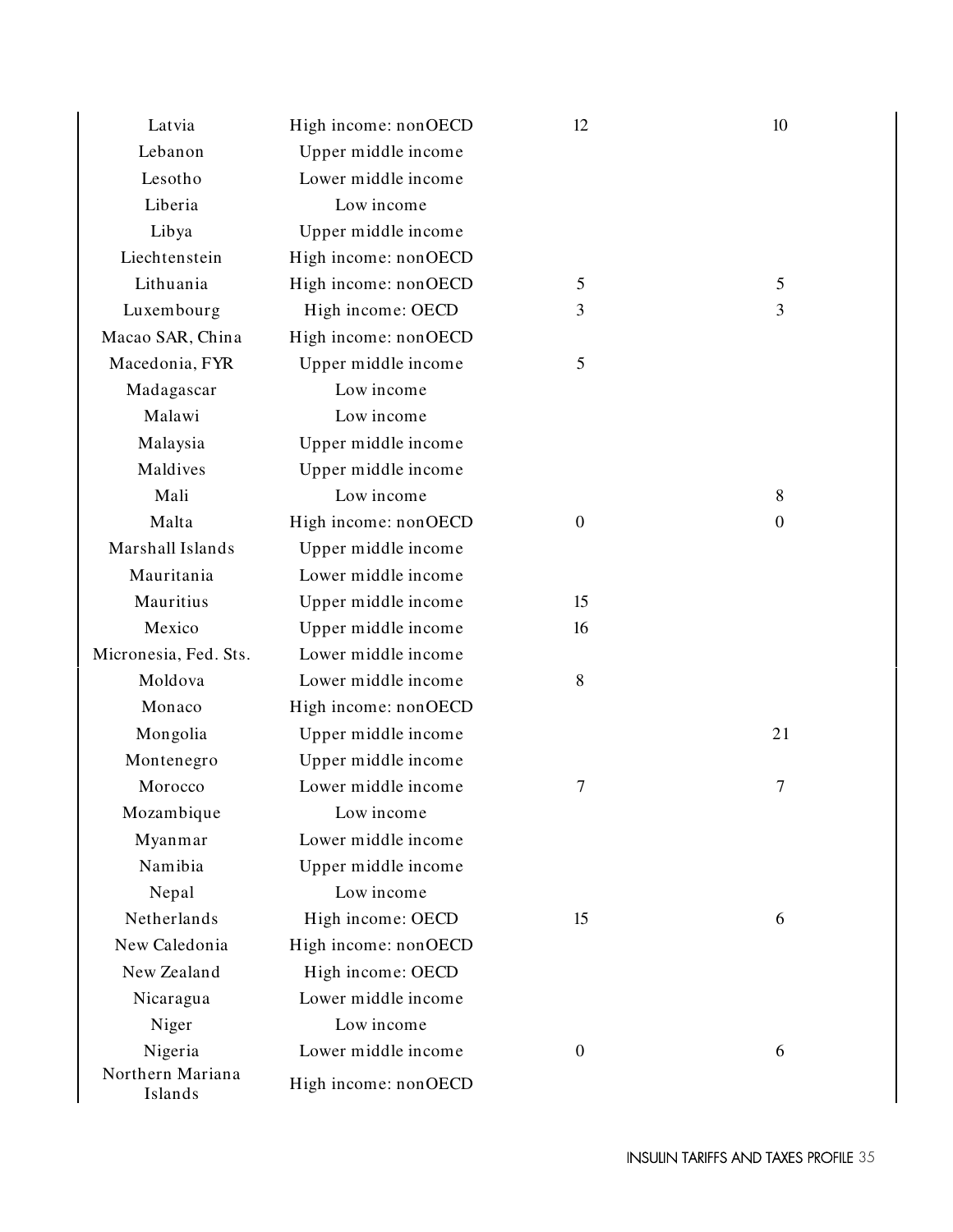| | | | |
|---|---|---|---|
| Latvia | High income: nonOECD | 12 | 10 |
| Lebanon | Upper middle income | | |
| Lesotho | Lower middle income | | |
| Liberia | Low income | | |
| Libya | Upper middle income | | |
| Liechtenstein | High income: nonOECD | | |
| Lithuania | High income: nonOECD | 5 | 5 |
| Luxembourg | High income: OECD | 3 | 3 |
| Macao SAR, China | High income: nonOECD | | |
| Macedonia, FYR | Upper middle income | 5 | |
| Madagascar | Low income | | |
| Malawi | Low income | | |
| Malaysia | Upper middle income | | |
| Maldives | Upper middle income | | |
| Mali | Low income | | 8 |
| Malta | High income: nonOECD | 0 | 0 |
| Marshall Islands | Upper middle income | | |
| Mauritania | Lower middle income | | |
| Mauritius | Upper middle income | 15 | |
| Mexico | Upper middle income | 16 | |
| Micronesia, Fed. Sts. | Lower middle income | | |
| Moldova | Lower middle income | 8 | |
| Monaco | High income: nonOECD | | |
| Mongolia | Upper middle income | | 21 |
| Montenegro | Upper middle income | | |
| Morocco | Lower middle income | 7 | 7 |
| Mozambique | Low income | | |
| Myanmar | Lower middle income | | |
| Namibia | Upper middle income | | |
| Nepal | Low income | | |
| Netherlands | High income: OECD | 15 | 6 |
| New Caledonia | High income: nonOECD | | |
| New Zealand | High income: OECD | | |
| Nicaragua | Lower middle income | | |
| Niger | Low income | | |
| Nigeria | Lower middle income | 0 | 6 |
| Northern Mariana Islands | High income: nonOECD | | |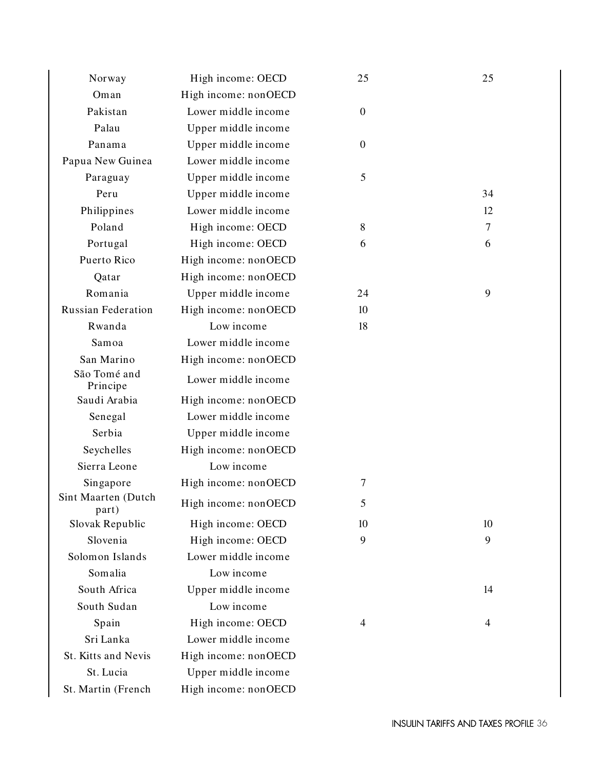| | | | |
|---|---|---|---|
| Norway | High income: OECD | 25 | 25 |
| Oman | High income: nonOECD | | |
| Pakistan | Lower middle income | 0 | |
| Palau | Upper middle income | | |
| Panama | Upper middle income | 0 | |
| Papua New Guinea | Lower middle income | | |
| Paraguay | Upper middle income | 5 | |
| Peru | Upper middle income | | 34 |
| Philippines | Lower middle income | | 12 |
| Poland | High income: OECD | 8 | 7 |
| Portugal | High income: OECD | 6 | 6 |
| Puerto Rico | High income: nonOECD | | |
| Qatar | High income: nonOECD | | |
| Romania | Upper middle income | 24 | 9 |
| Russian Federation | High income: nonOECD | 10 | |
| Rwanda | Low income | 18 | |
| Samoa | Lower middle income | | |
| San Marino | High income: nonOECD | | |
| São Tomé and Principe | Lower middle income | | |
| Saudi Arabia | High income: nonOECD | | |
| Senegal | Lower middle income | | |
| Serbia | Upper middle income | | |
| Seychelles | High income: nonOECD | | |
| Sierra Leone | Low income | | |
| Singapore | High income: nonOECD | 7 | |
| Sint Maarten (Dutch part) | High income: nonOECD | 5 | |
| Slovak Republic | High income: OECD | 10 | 10 |
| Slovenia | High income: OECD | 9 | 9 |
| Solomon Islands | Lower middle income | | |
| Somalia | Low income | | |
| South Africa | Upper middle income | | 14 |
| South Sudan | Low income | | |
| Spain | High income: OECD | 4 | 4 |
| Sri Lanka | Lower middle income | | |
| St. Kitts and Nevis | High income: nonOECD | | |
| St. Lucia | Upper middle income | | |
| St. Martin (French | High income: nonOECD | | |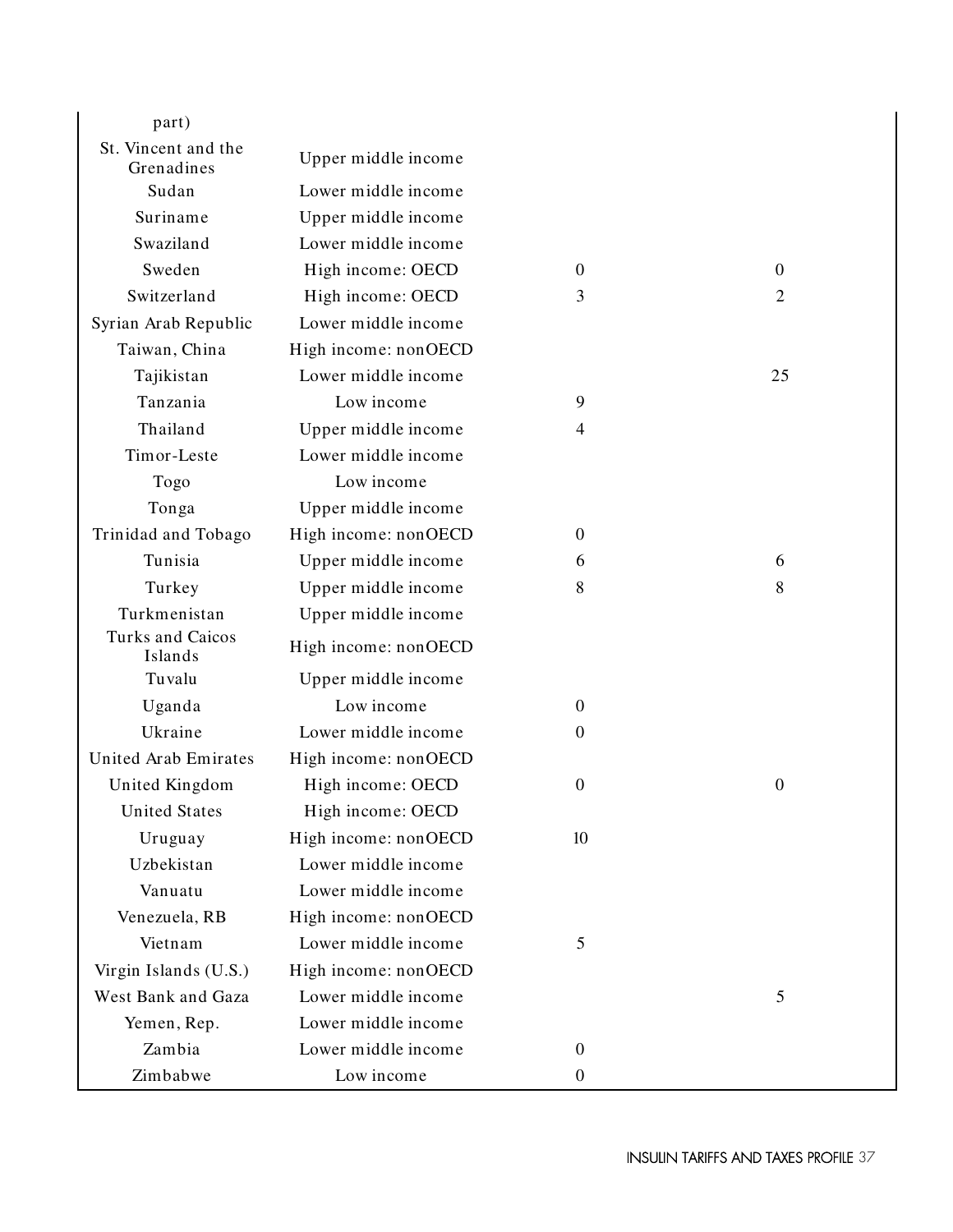| | | | |
|---|---|---|---|
| part) | | | |
| St. Vincent and the Grenadines | Upper middle income | | |
| Sudan | Lower middle income | | |
| Suriname | Upper middle income | | |
| Swaziland | Lower middle income | | |
| Sweden | High income: OECD | 0 | 0 |
| Switzerland | High income: OECD | 3 | 2 |
| Syrian Arab Republic | Lower middle income | | |
| Taiwan, China | High income: nonOECD | | |
| Tajikistan | Lower middle income | | 25 |
| Tanzania | Low income | 9 | |
| Thailand | Upper middle income | 4 | |
| Timor-Leste | Lower middle income | | |
| Togo | Low income | | |
| Tonga | Upper middle income | | |
| Trinidad and Tobago | High income: nonOECD | 0 | |
| Tunisia | Upper middle income | 6 | 6 |
| Turkey | Upper middle income | 8 | 8 |
| Turkmenistan | Upper middle income | | |
| Turks and Caicos Islands | High income: nonOECD | | |
| Tuvalu | Upper middle income | | |
| Uganda | Low income | 0 | |
| Ukraine | Lower middle income | 0 | |
| United Arab Emirates | High income: nonOECD | | |
| United Kingdom | High income: OECD | 0 | 0 |
| United States | High income: OECD | | |
| Uruguay | High income: nonOECD | 10 | |
| Uzbekistan | Lower middle income | | |
| Vanuatu | Lower middle income | | |
| Venezuela, RB | High income: nonOECD | | |
| Vietnam | Lower middle income | 5 | |
| Virgin Islands (U.S.) | High income: nonOECD | | |
| West Bank and Gaza | Lower middle income | | 5 |
| Yemen, Rep. | Lower middle income | | |
| Zambia | Lower middle income | 0 | |
| Zimbabwe | Low income | 0 | |